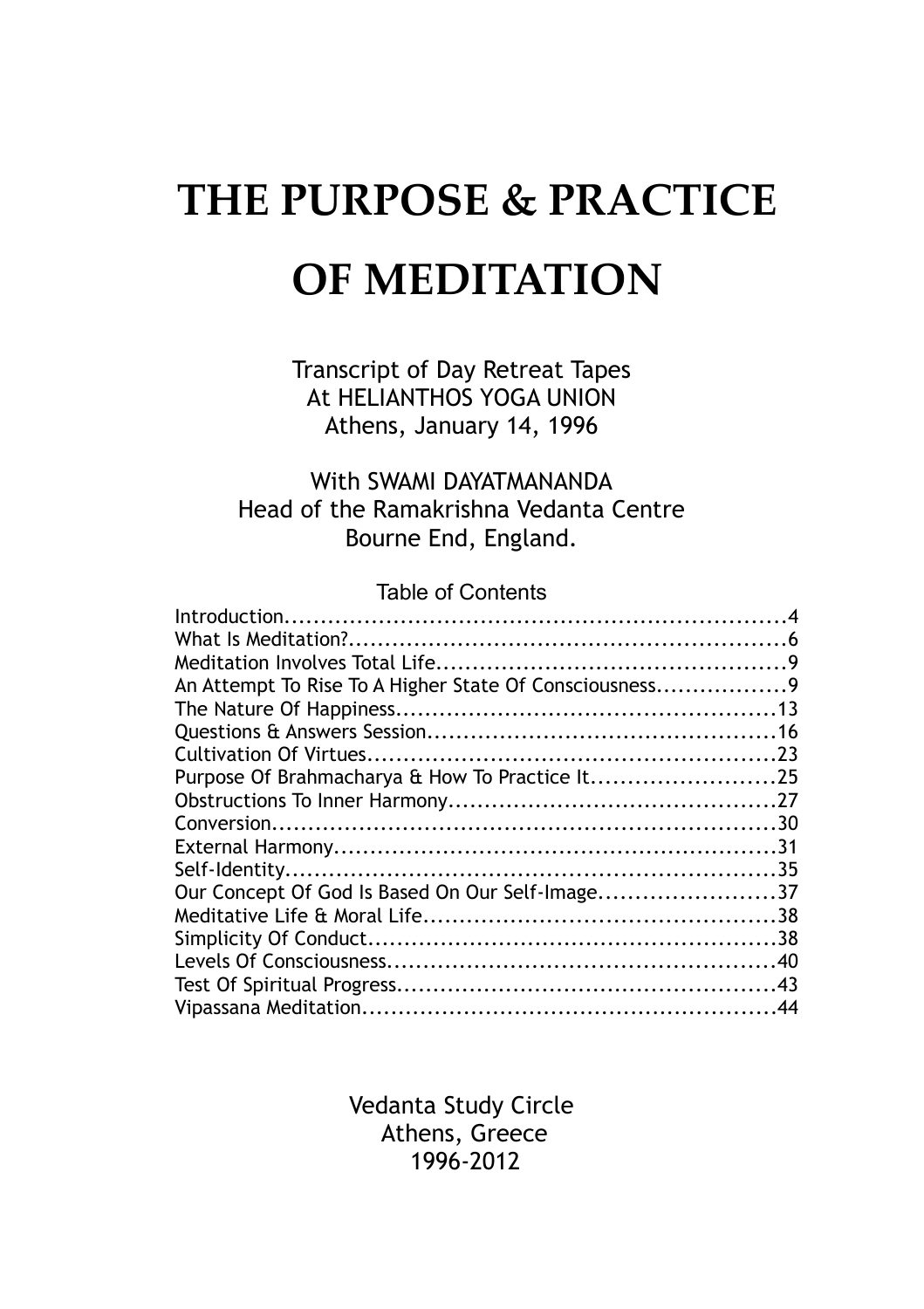# THE PURPOSE & PRACTICE OF MEDITATION

Transcript of Day Retreat Tapes
At HELIANTHOS YOGA UNION
Athens, January 14, 1996

With SWAMI DAYATMANANDA
Head of the Ramakrishna Vedanta Centre
Bourne End, England.

## Table of Contents

| | |
|---|---|
| Introduction | 4 |
| What Is Meditation? | 6 |
| Meditation Involves Total Life | 9 |
| An Attempt To Rise To A Higher State Of Consciousness | 9 |
| The Nature Of Happiness | 13 |
| Questions & Answers Session | 16 |
| Cultivation Of Virtues | 23 |
| Purpose Of Brahmacharya & How To Practice It | 25 |
| Obstructions To Inner Harmony | 27 |
| Conversion | 30 |
| External Harmony | 31 |
| Self-Identity | 35 |
| Our Concept Of God Is Based On Our Self-Image | 37 |
| Meditative Life & Moral Life | 38 |
| Simplicity Of Conduct | 38 |
| Levels Of Consciousness | 40 |
| Test Of Spiritual Progress | 43 |
| Vipassana Meditation | 44 |

Vedanta Study Circle
Athens, Greece
1996-2012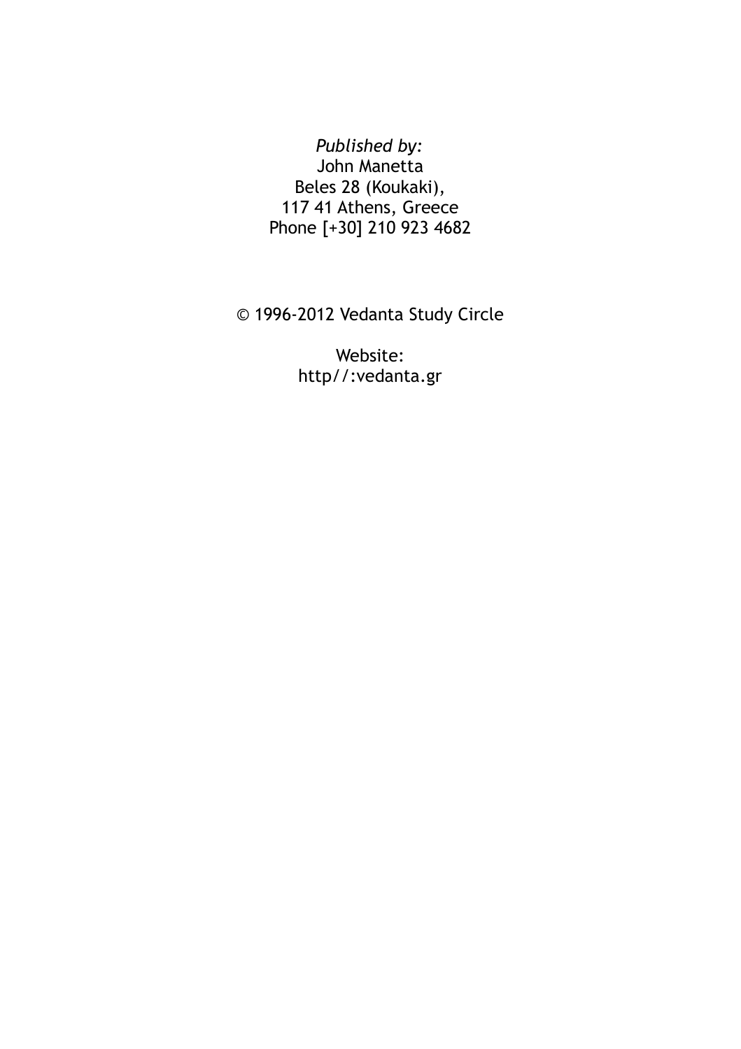*Published by:*
John Manetta
Beles 28 (Koukaki),
117 41 Athens, Greece
Phone [+30] 210 923 4682

© 1996-2012 Vedanta Study Circle

Website:
http//:vedanta.gr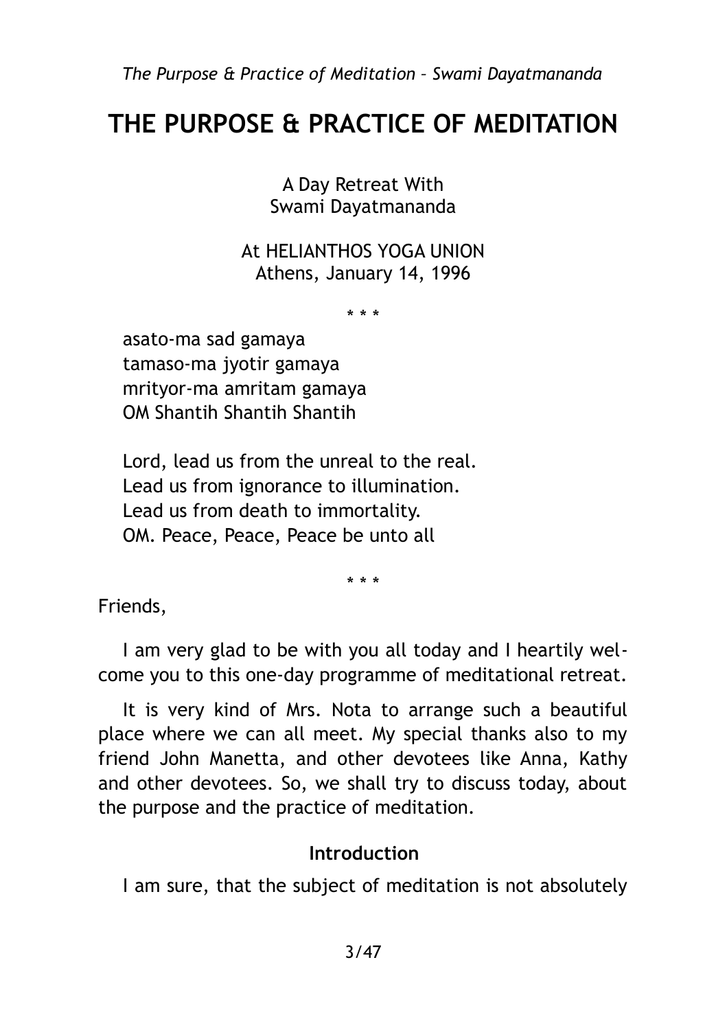# THE PURPOSE & PRACTICE OF MEDITATION

A Day Retreat With
Swami Dayatmananda

At HELIANTHOS YOGA UNION
Athens, January 14, 1996

\* \* \*

asato-ma sad gamaya
tamaso-ma jyotir gamaya
mrityor-ma amritam gamaya
OM Shantih Shantih Shantih

Lord, lead us from the unreal to the real.
Lead us from ignorance to illumination.
Lead us from death to immortality.
OM. Peace, Peace, Peace be unto all

\* \* \*

Friends,

I am very glad to be with you all today and I heartily welcome you to this one-day programme of meditational retreat.

It is very kind of Mrs. Nota to arrange such a beautiful place where we can all meet. My special thanks also to my friend John Manetta, and other devotees like Anna, Kathy and other devotees. So, we shall try to discuss today, about the purpose and the practice of meditation.

### Introduction

I am sure, that the subject of meditation is not absolutely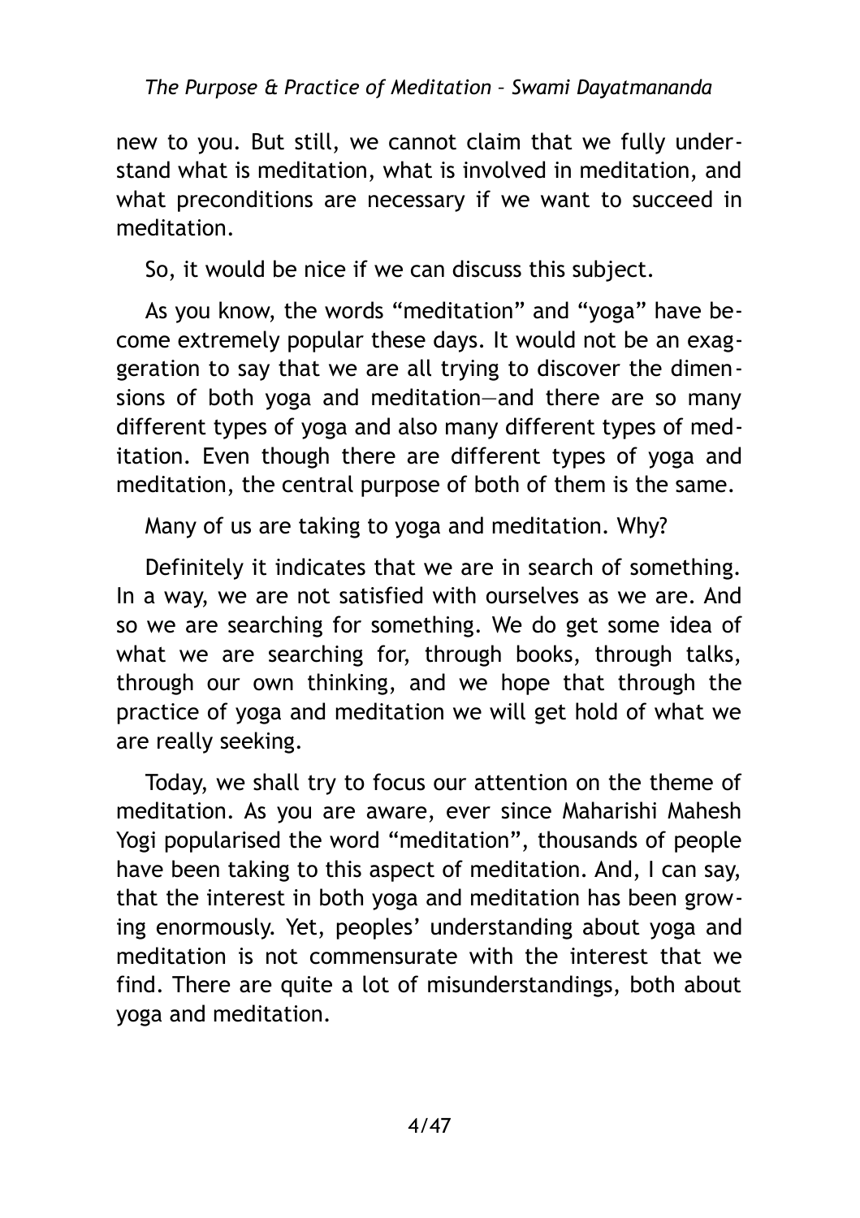new to you. But still, we cannot claim that we fully understand what is meditation, what is involved in meditation, and what preconditions are necessary if we want to succeed in meditation.

So, it would be nice if we can discuss this subject.

As you know, the words "meditation" and "yoga" have become extremely popular these days. It would not be an exaggeration to say that we are all trying to discover the dimensions of both yoga and meditation—and there are so many different types of yoga and also many different types of meditation. Even though there are different types of yoga and meditation, the central purpose of both of them is the same.

Many of us are taking to yoga and meditation. Why?

Definitely it indicates that we are in search of something. In a way, we are not satisfied with ourselves as we are. And so we are searching for something. We do get some idea of what we are searching for, through books, through talks, through our own thinking, and we hope that through the practice of yoga and meditation we will get hold of what we are really seeking.

Today, we shall try to focus our attention on the theme of meditation. As you are aware, ever since Maharishi Mahesh Yogi popularised the word "meditation", thousands of people have been taking to this aspect of meditation. And, I can say, that the interest in both yoga and meditation has been growing enormously. Yet, peoples' understanding about yoga and meditation is not commensurate with the interest that we find. There are quite a lot of misunderstandings, both about yoga and meditation.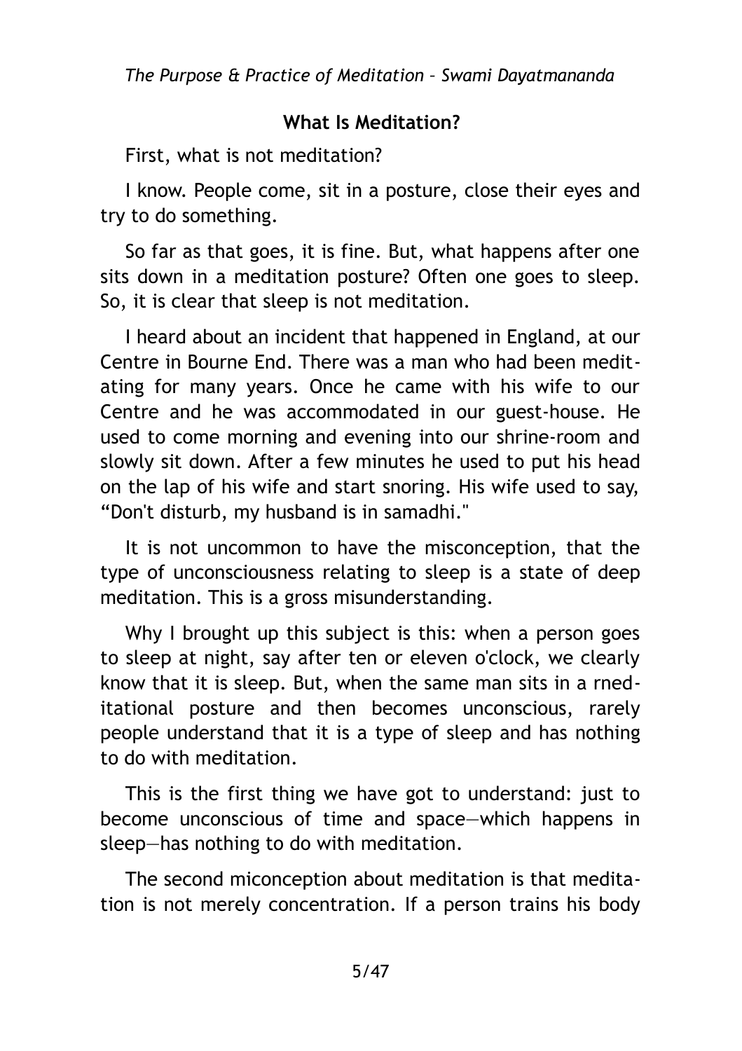## What Is Meditation?

First, what is not meditation?

I know. People come, sit in a posture, close their eyes and try to do something.

So far as that goes, it is fine. But, what happens after one sits down in a meditation posture? Often one goes to sleep. So, it is clear that sleep is not meditation.

I heard about an incident that happened in England, at our Centre in Bourne End. There was a man who had been meditating for many years. Once he came with his wife to our Centre and he was accommodated in our guest-house. He used to come morning and evening into our shrine-room and slowly sit down. After a few minutes he used to put his head on the lap of his wife and start snoring. His wife used to say, "Don't disturb, my husband is in samadhi."

It is not uncommon to have the misconception, that the type of unconsciousness relating to sleep is a state of deep meditation. This is a gross misunderstanding.

Why I brought up this subject is this: when a person goes to sleep at night, say after ten or eleven o'clock, we clearly know that it is sleep. But, when the same man sits in a rneditational posture and then becomes unconscious, rarely people understand that it is a type of sleep and has nothing to do with meditation.

This is the first thing we have got to understand: just to become unconscious of time and space—which happens in sleep—has nothing to do with meditation.

The second miconception about meditation is that meditation is not merely concentration. If a person trains his body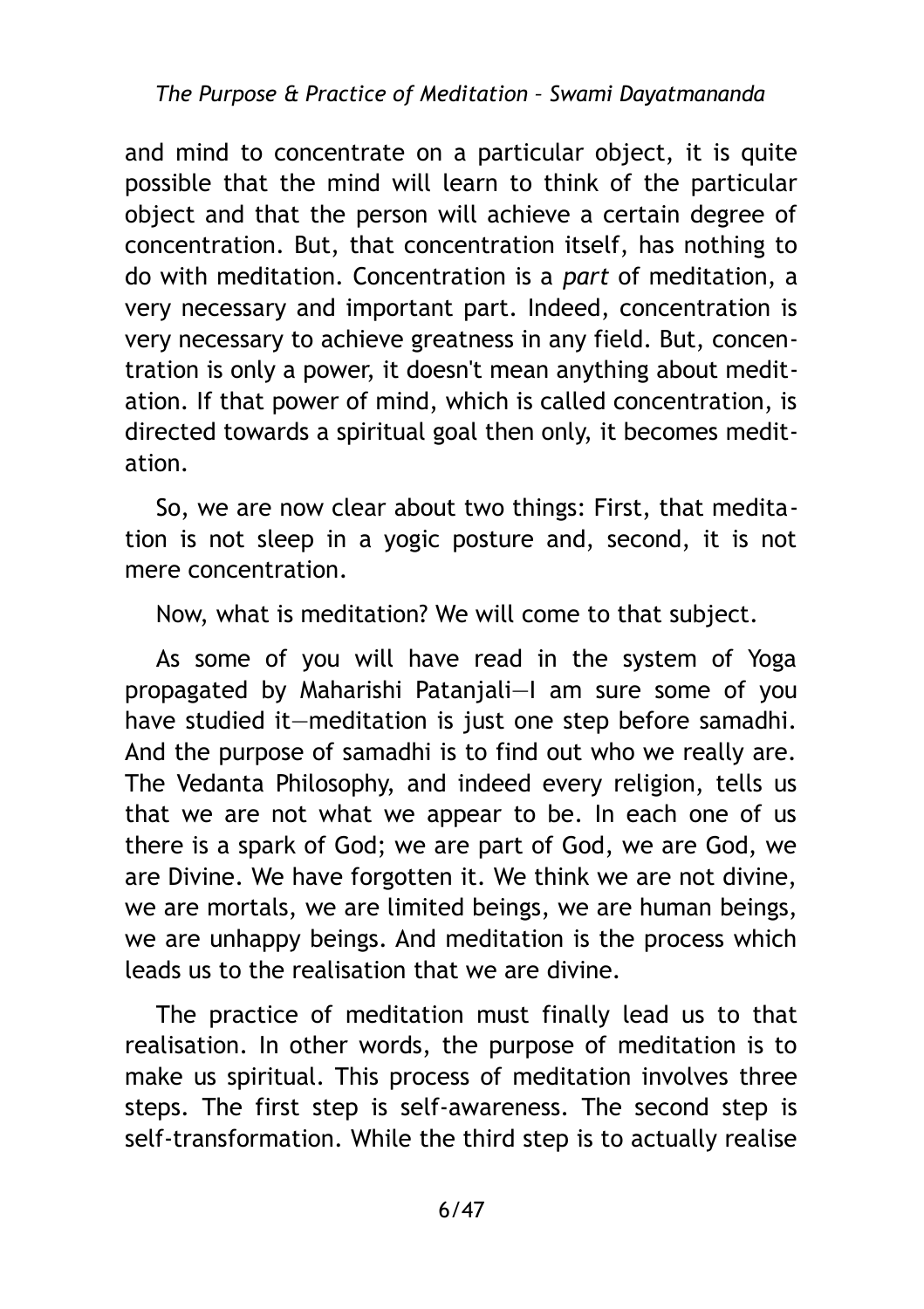and mind to concentrate on a particular object, it is quite possible that the mind will learn to think of the particular object and that the person will achieve a certain degree of concentration. But, that concentration itself, has nothing to do with meditation. Concentration is a *part* of meditation, a very necessary and important part. Indeed, concentration is very necessary to achieve greatness in any field. But, concentration is only a power, it doesn't mean anything about meditation. If that power of mind, which is called concentration, is directed towards a spiritual goal then only, it becomes meditation.

So, we are now clear about two things: First, that meditation is not sleep in a yogic posture and, second, it is not mere concentration.

Now, what is meditation? We will come to that subject.

As some of you will have read in the system of Yoga propagated by Maharishi Patanjali—I am sure some of you have studied it—meditation is just one step before samadhi. And the purpose of samadhi is to find out who we really are. The Vedanta Philosophy, and indeed every religion, tells us that we are not what we appear to be. In each one of us there is a spark of God; we are part of God, we are God, we are Divine. We have forgotten it. We think we are not divine, we are mortals, we are limited beings, we are human beings, we are unhappy beings. And meditation is the process which leads us to the realisation that we are divine.

The practice of meditation must finally lead us to that realisation. In other words, the purpose of meditation is to make us spiritual. This process of meditation involves three steps. The first step is self-awareness. The second step is self-transformation. While the third step is to actually realise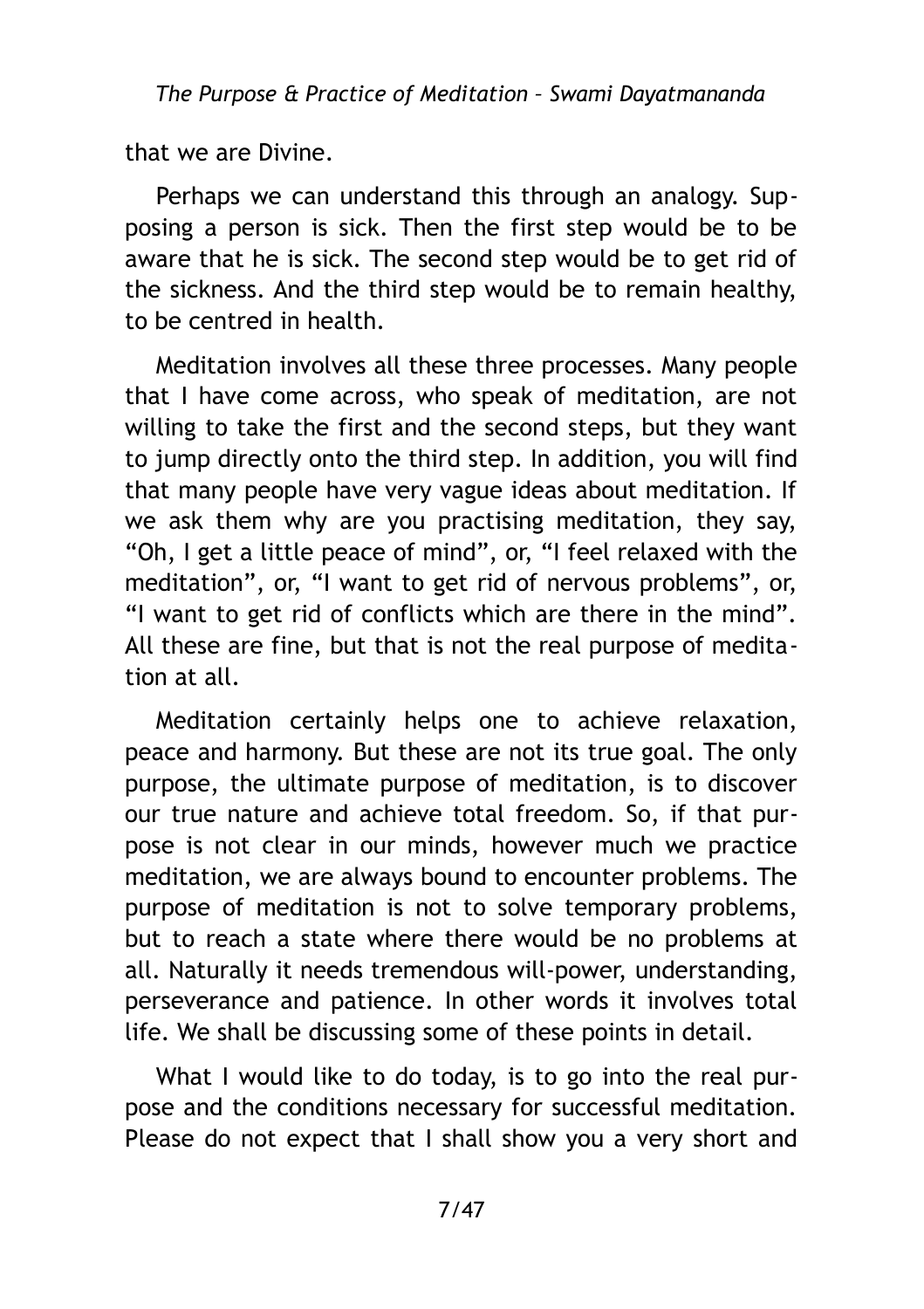that we are Divine.

Perhaps we can understand this through an analogy. Supposing a person is sick. Then the first step would be to be aware that he is sick. The second step would be to get rid of the sickness. And the third step would be to remain healthy, to be centred in health.

Meditation involves all these three processes. Many people that I have come across, who speak of meditation, are not willing to take the first and the second steps, but they want to jump directly onto the third step. In addition, you will find that many people have very vague ideas about meditation. If we ask them why are you practising meditation, they say, "Oh, I get a little peace of mind", or, "I feel relaxed with the meditation", or, "I want to get rid of nervous problems", or, "I want to get rid of conflicts which are there in the mind". All these are fine, but that is not the real purpose of meditation at all.

Meditation certainly helps one to achieve relaxation, peace and harmony. But these are not its true goal. The only purpose, the ultimate purpose of meditation, is to discover our true nature and achieve total freedom. So, if that purpose is not clear in our minds, however much we practice meditation, we are always bound to encounter problems. The purpose of meditation is not to solve temporary problems, but to reach a state where there would be no problems at all. Naturally it needs tremendous will-power, understanding, perseverance and patience. In other words it involves total life. We shall be discussing some of these points in detail.

What I would like to do today, is to go into the real purpose and the conditions necessary for successful meditation. Please do not expect that I shall show you a very short and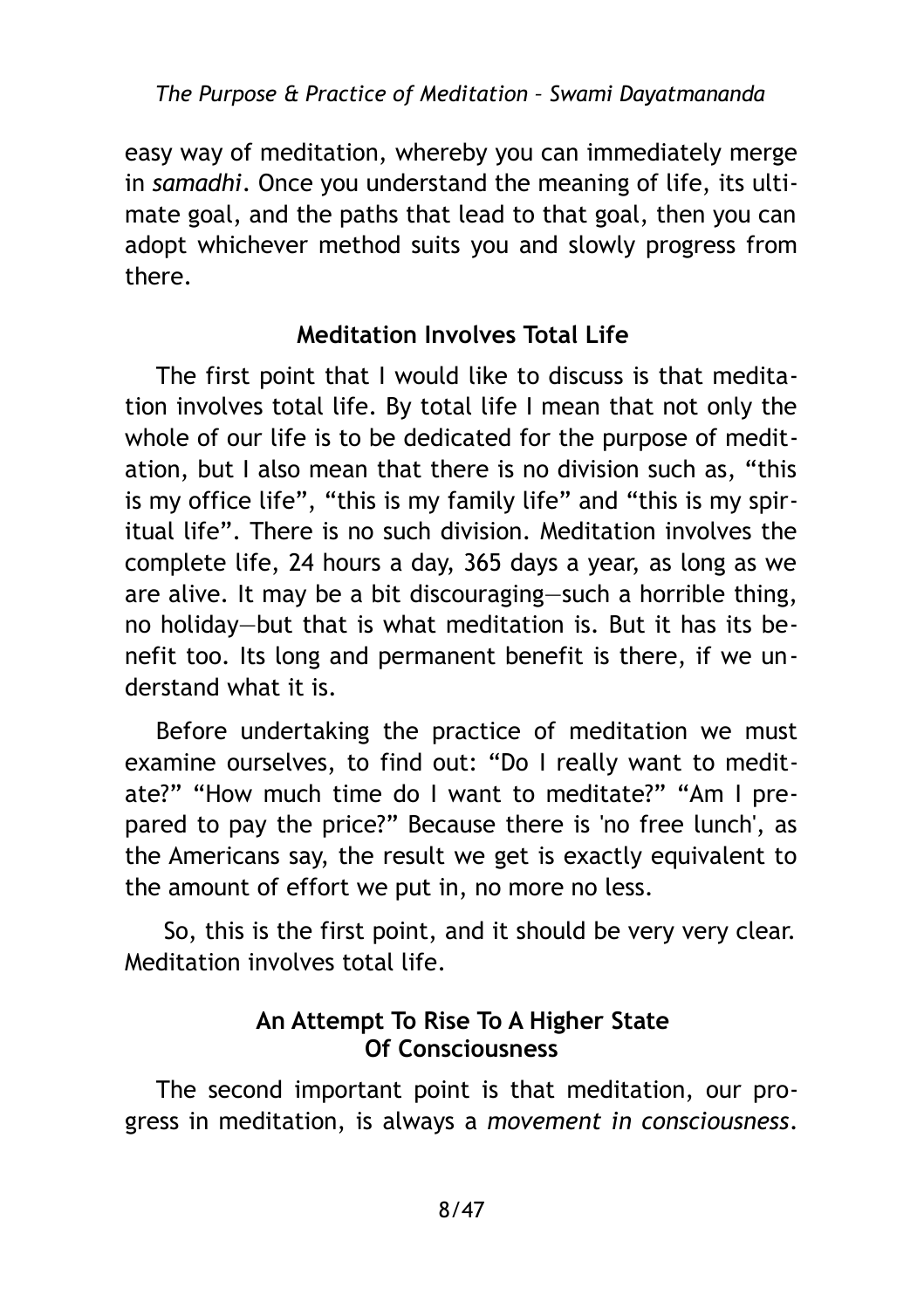easy way of meditation, whereby you can immediately merge in *samadhi*. Once you understand the meaning of life, its ultimate goal, and the paths that lead to that goal, then you can adopt whichever method suits you and slowly progress from there.

### Meditation Involves Total Life

The first point that I would like to discuss is that meditation involves total life. By total life I mean that not only the whole of our life is to be dedicated for the purpose of meditation, but I also mean that there is no division such as, "this is my office life", "this is my family life" and "this is my spiritual life". There is no such division. Meditation involves the complete life, 24 hours a day, 365 days a year, as long as we are alive. It may be a bit discouraging—such a horrible thing, no holiday—but that is what meditation is. But it has its benefit too. Its long and permanent benefit is there, if we understand what it is.

Before undertaking the practice of meditation we must examine ourselves, to find out: "Do I really want to meditate?" "How much time do I want to meditate?" "Am I prepared to pay the price?" Because there is 'no free lunch', as the Americans say, the result we get is exactly equivalent to the amount of effort we put in, no more no less.

So, this is the first point, and it should be very very clear. Meditation involves total life.

### An Attempt To Rise To A Higher State Of Consciousness

The second important point is that meditation, our progress in meditation, is always a *movement in consciousness*.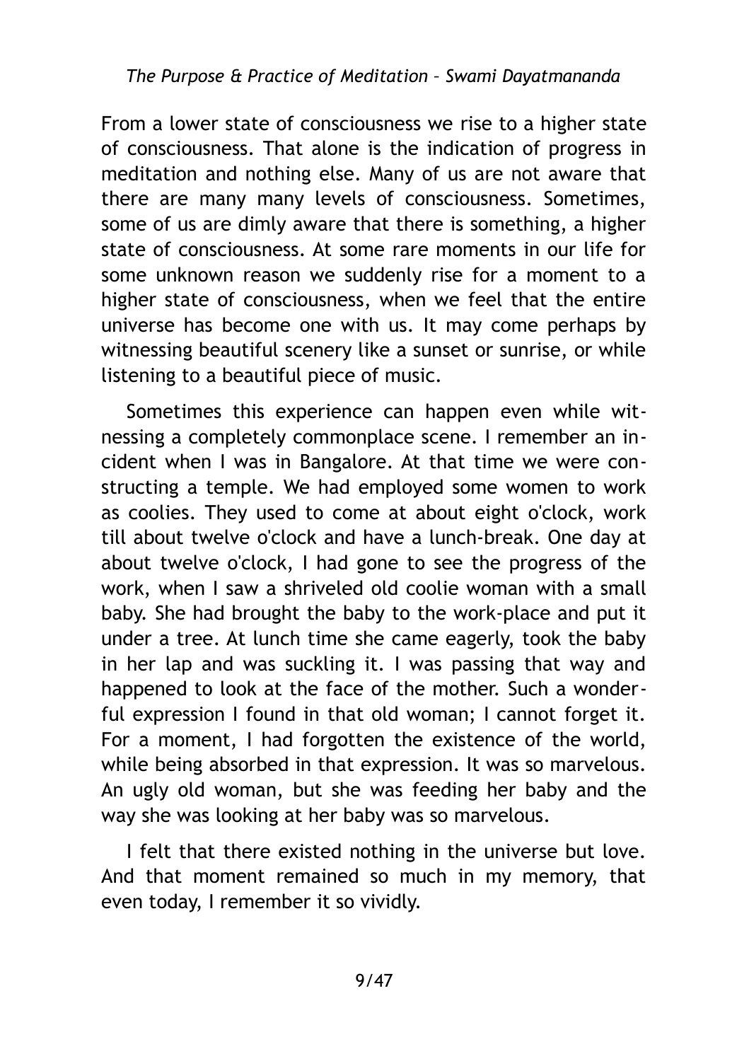From a lower state of consciousness we rise to a higher state of consciousness. That alone is the indication of progress in meditation and nothing else. Many of us are not aware that there are many many levels of consciousness. Sometimes, some of us are dimly aware that there is something, a higher state of consciousness. At some rare moments in our life for some unknown reason we suddenly rise for a moment to a higher state of consciousness, when we feel that the entire universe has become one with us. It may come perhaps by witnessing beautiful scenery like a sunset or sunrise, or while listening to a beautiful piece of music.

Sometimes this experience can happen even while witnessing a completely commonplace scene. I remember an incident when I was in Bangalore. At that time we were constructing a temple. We had employed some women to work as coolies. They used to come at about eight o'clock, work till about twelve o'clock and have a lunch-break. One day at about twelve o'clock, I had gone to see the progress of the work, when I saw a shriveled old coolie woman with a small baby. She had brought the baby to the work-place and put it under a tree. At lunch time she came eagerly, took the baby in her lap and was suckling it. I was passing that way and happened to look at the face of the mother. Such a wonderful expression I found in that old woman; I cannot forget it. For a moment, I had forgotten the existence of the world, while being absorbed in that expression. It was so marvelous. An ugly old woman, but she was feeding her baby and the way she was looking at her baby was so marvelous.

I felt that there existed nothing in the universe but love. And that moment remained so much in my memory, that even today, I remember it so vividly.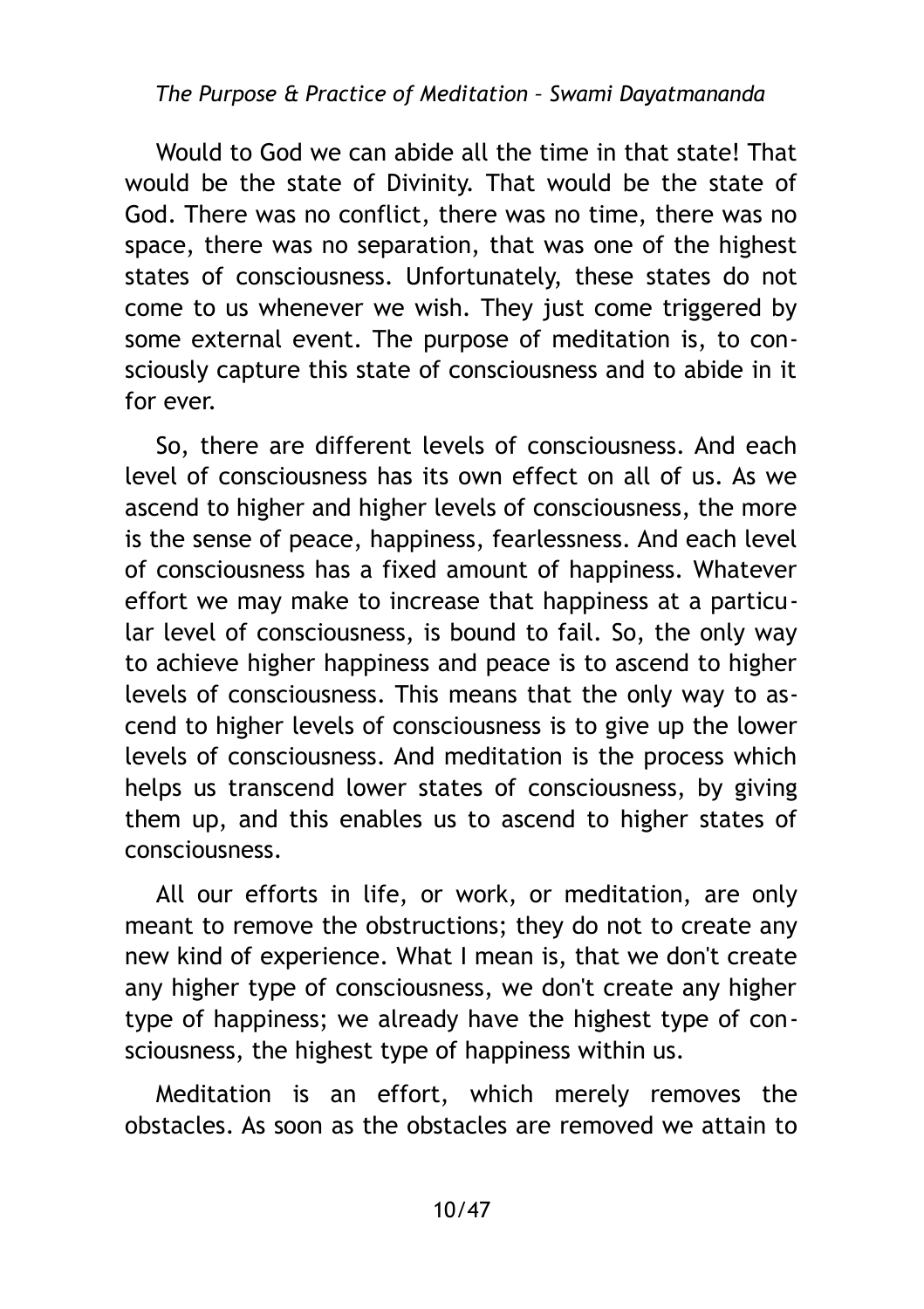Would to God we can abide all the time in that state! That would be the state of Divinity. That would be the state of God. There was no conflict, there was no time, there was no space, there was no separation, that was one of the highest states of consciousness. Unfortunately, these states do not come to us whenever we wish. They just come triggered by some external event. The purpose of meditation is, to consciously capture this state of consciousness and to abide in it for ever.

So, there are different levels of consciousness. And each level of consciousness has its own effect on all of us. As we ascend to higher and higher levels of consciousness, the more is the sense of peace, happiness, fearlessness. And each level of consciousness has a fixed amount of happiness. Whatever effort we may make to increase that happiness at a particular level of consciousness, is bound to fail. So, the only way to achieve higher happiness and peace is to ascend to higher levels of consciousness. This means that the only way to ascend to higher levels of consciousness is to give up the lower levels of consciousness. And meditation is the process which helps us transcend lower states of consciousness, by giving them up, and this enables us to ascend to higher states of consciousness.

All our efforts in life, or work, or meditation, are only meant to remove the obstructions; they do not to create any new kind of experience. What I mean is, that we don't create any higher type of consciousness, we don't create any higher type of happiness; we already have the highest type of consciousness, the highest type of happiness within us.

Meditation is an effort, which merely removes the obstacles. As soon as the obstacles are removed we attain to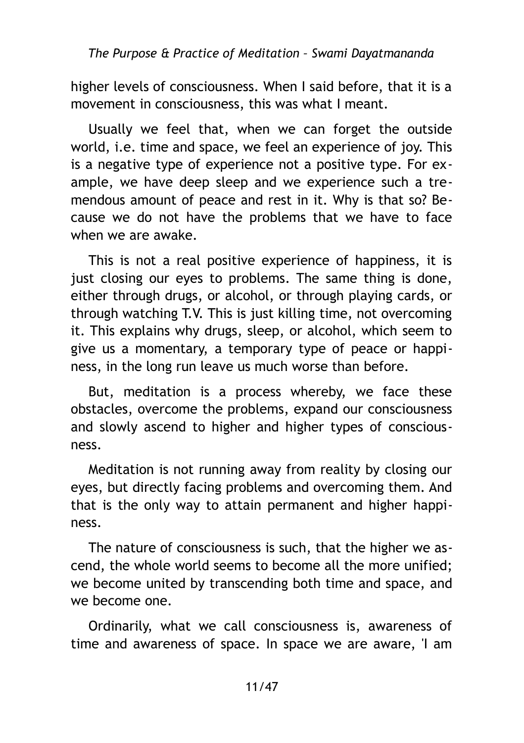higher levels of consciousness. When I said before, that it is a movement in consciousness, this was what I meant.

Usually we feel that, when we can forget the outside world, i.e. time and space, we feel an experience of joy. This is a negative type of experience not a positive type. For example, we have deep sleep and we experience such a tremendous amount of peace and rest in it. Why is that so? Because we do not have the problems that we have to face when we are awake.

This is not a real positive experience of happiness, it is just closing our eyes to problems. The same thing is done, either through drugs, or alcohol, or through playing cards, or through watching T.V. This is just killing time, not overcoming it. This explains why drugs, sleep, or alcohol, which seem to give us a momentary, a temporary type of peace or happiness, in the long run leave us much worse than before.

But, meditation is a process whereby, we face these obstacles, overcome the problems, expand our consciousness and slowly ascend to higher and higher types of consciousness.

Meditation is not running away from reality by closing our eyes, but directly facing problems and overcoming them. And that is the only way to attain permanent and higher happiness.

The nature of consciousness is such, that the higher we ascend, the whole world seems to become all the more unified; we become united by transcending both time and space, and we become one.

Ordinarily, what we call consciousness is, awareness of time and awareness of space. In space we are aware, 'I am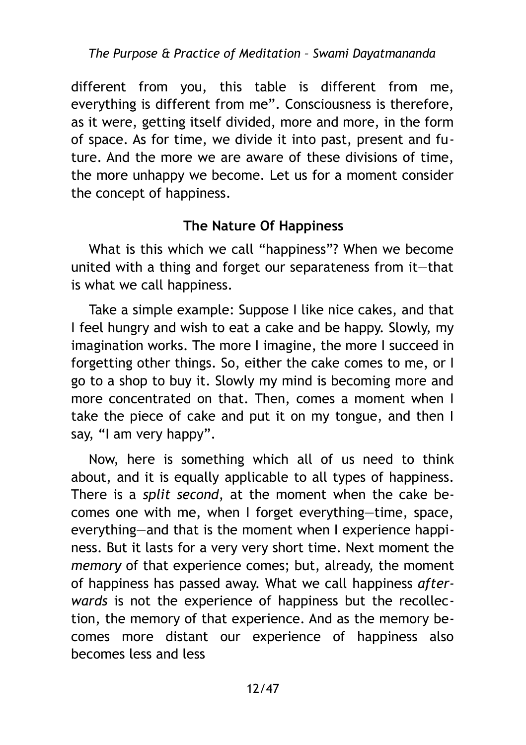different from you, this table is different from me, everything is different from me". Consciousness is therefore, as it were, getting itself divided, more and more, in the form of space. As for time, we divide it into past, present and future. And the more we are aware of these divisions of time, the more unhappy we become. Let us for a moment consider the concept of happiness.

## The Nature Of Happiness

What is this which we call "happiness"? When we become united with a thing and forget our separateness from it—that is what we call happiness.

Take a simple example: Suppose I like nice cakes, and that I feel hungry and wish to eat a cake and be happy. Slowly, my imagination works. The more I imagine, the more I succeed in forgetting other things. So, either the cake comes to me, or I go to a shop to buy it. Slowly my mind is becoming more and more concentrated on that. Then, comes a moment when I take the piece of cake and put it on my tongue, and then I say, "I am very happy".

Now, here is something which all of us need to think about, and it is equally applicable to all types of happiness. There is a *split second*, at the moment when the cake becomes one with me, when I forget everything—time, space, everything—and that is the moment when I experience happiness. But it lasts for a very very short time. Next moment the *memory* of that experience comes; but, already, the moment of happiness has passed away. What we call happiness *afterwards* is not the experience of happiness but the recollection, the memory of that experience. And as the memory becomes more distant our experience of happiness also becomes less and less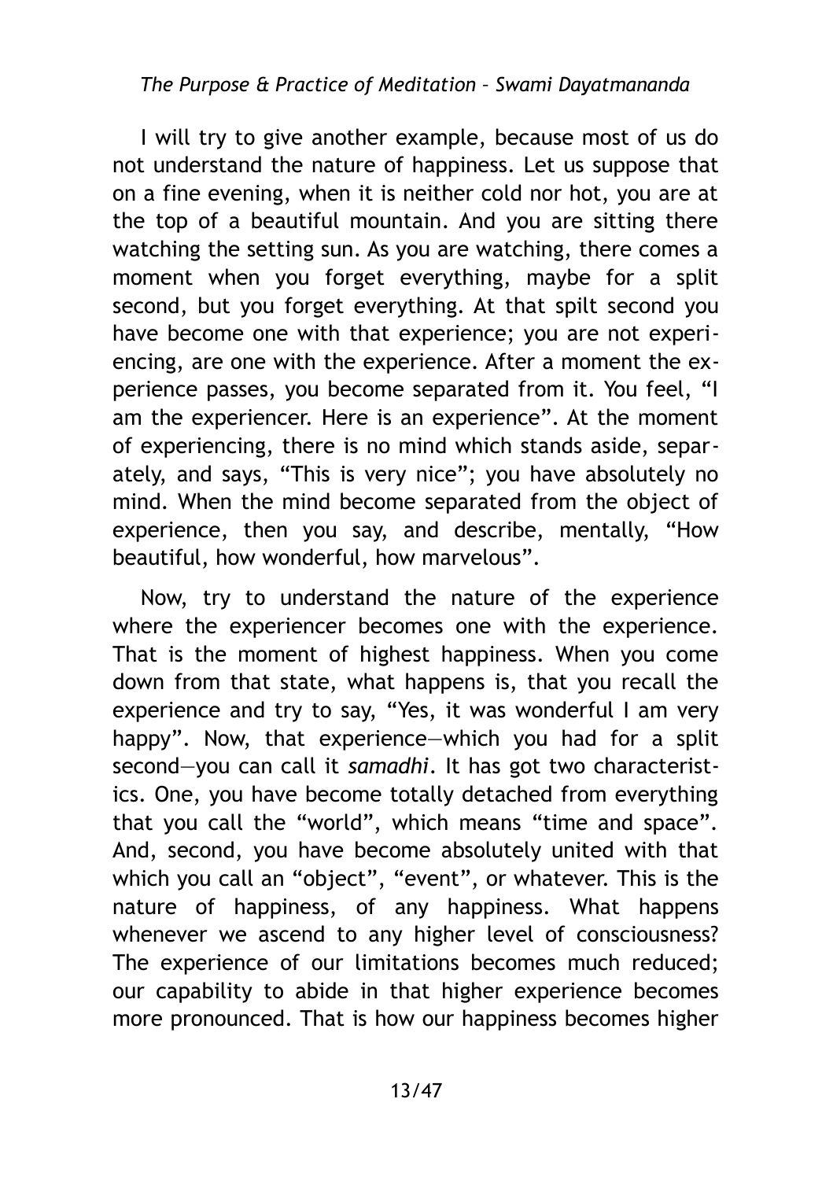I will try to give another example, because most of us do not understand the nature of happiness. Let us suppose that on a fine evening, when it is neither cold nor hot, you are at the top of a beautiful mountain. And you are sitting there watching the setting sun. As you are watching, there comes a moment when you forget everything, maybe for a split second, but you forget everything. At that spilt second you have become one with that experience; you are not experiencing, are one with the experience. After a moment the experience passes, you become separated from it. You feel, "I am the experiencer. Here is an experience". At the moment of experiencing, there is no mind which stands aside, separately, and says, "This is very nice"; you have absolutely no mind. When the mind become separated from the object of experience, then you say, and describe, mentally, "How beautiful, how wonderful, how marvelous".

Now, try to understand the nature of the experience where the experiencer becomes one with the experience. That is the moment of highest happiness. When you come down from that state, what happens is, that you recall the experience and try to say, "Yes, it was wonderful I am very happy". Now, that experience—which you had for a split second—you can call it *samadhi*. It has got two characteristics. One, you have become totally detached from everything that you call the "world", which means "time and space". And, second, you have become absolutely united with that which you call an "object", "event", or whatever. This is the nature of happiness, of any happiness. What happens whenever we ascend to any higher level of consciousness? The experience of our limitations becomes much reduced; our capability to abide in that higher experience becomes more pronounced. That is how our happiness becomes higher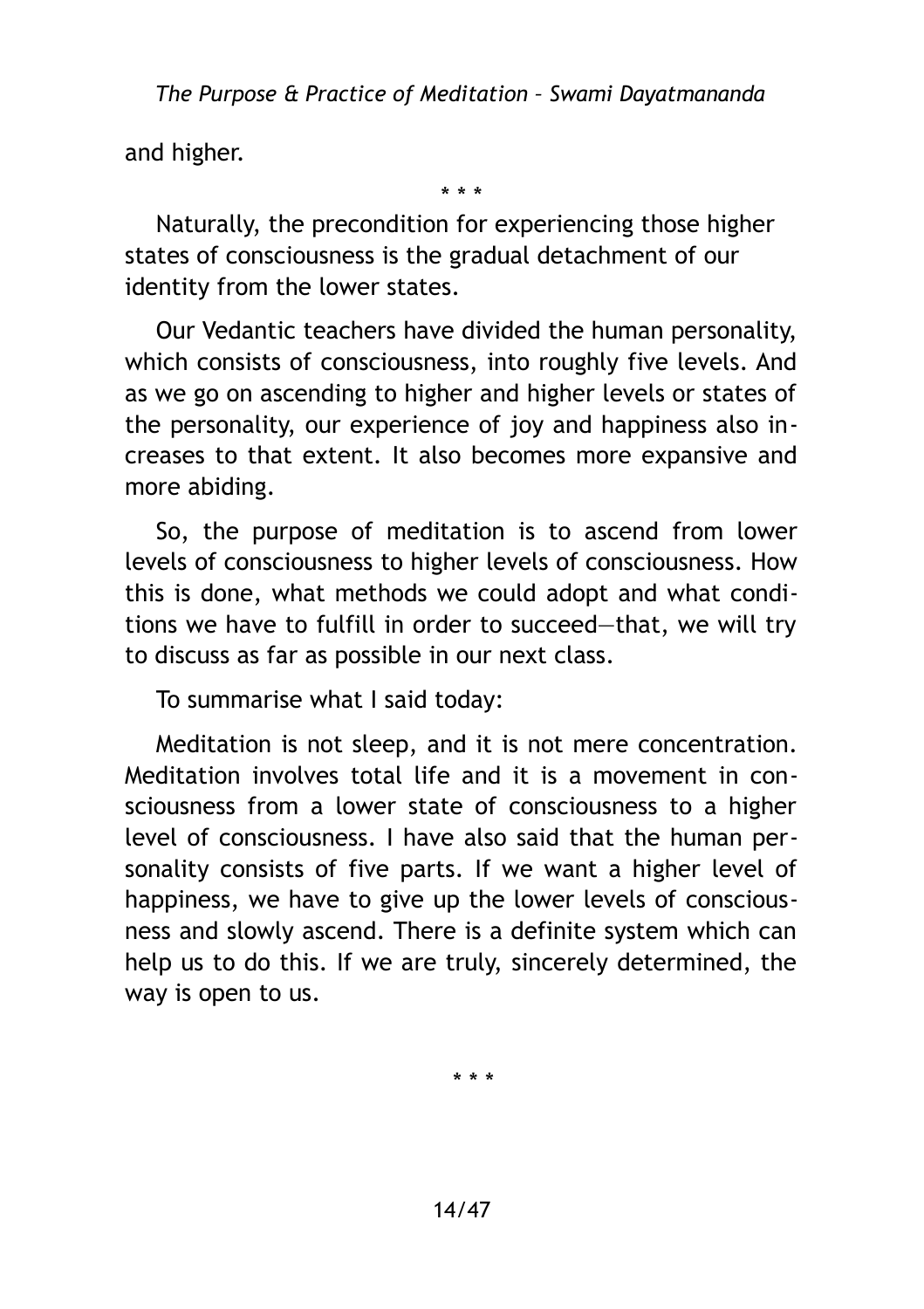and higher.

\* \* \*

Naturally, the precondition for experiencing those higher states of consciousness is the gradual detachment of our identity from the lower states.

Our Vedantic teachers have divided the human personality, which consists of consciousness, into roughly five levels. And as we go on ascending to higher and higher levels or states of the personality, our experience of joy and happiness also increases to that extent. It also becomes more expansive and more abiding.

So, the purpose of meditation is to ascend from lower levels of consciousness to higher levels of consciousness. How this is done, what methods we could adopt and what conditions we have to fulfill in order to succeed—that, we will try to discuss as far as possible in our next class.

To summarise what I said today:

Meditation is not sleep, and it is not mere concentration. Meditation involves total life and it is a movement in consciousness from a lower state of consciousness to a higher level of consciousness. I have also said that the human personality consists of five parts. If we want a higher level of happiness, we have to give up the lower levels of consciousness and slowly ascend. There is a definite system which can help us to do this. If we are truly, sincerely determined, the way is open to us.

\* \* \*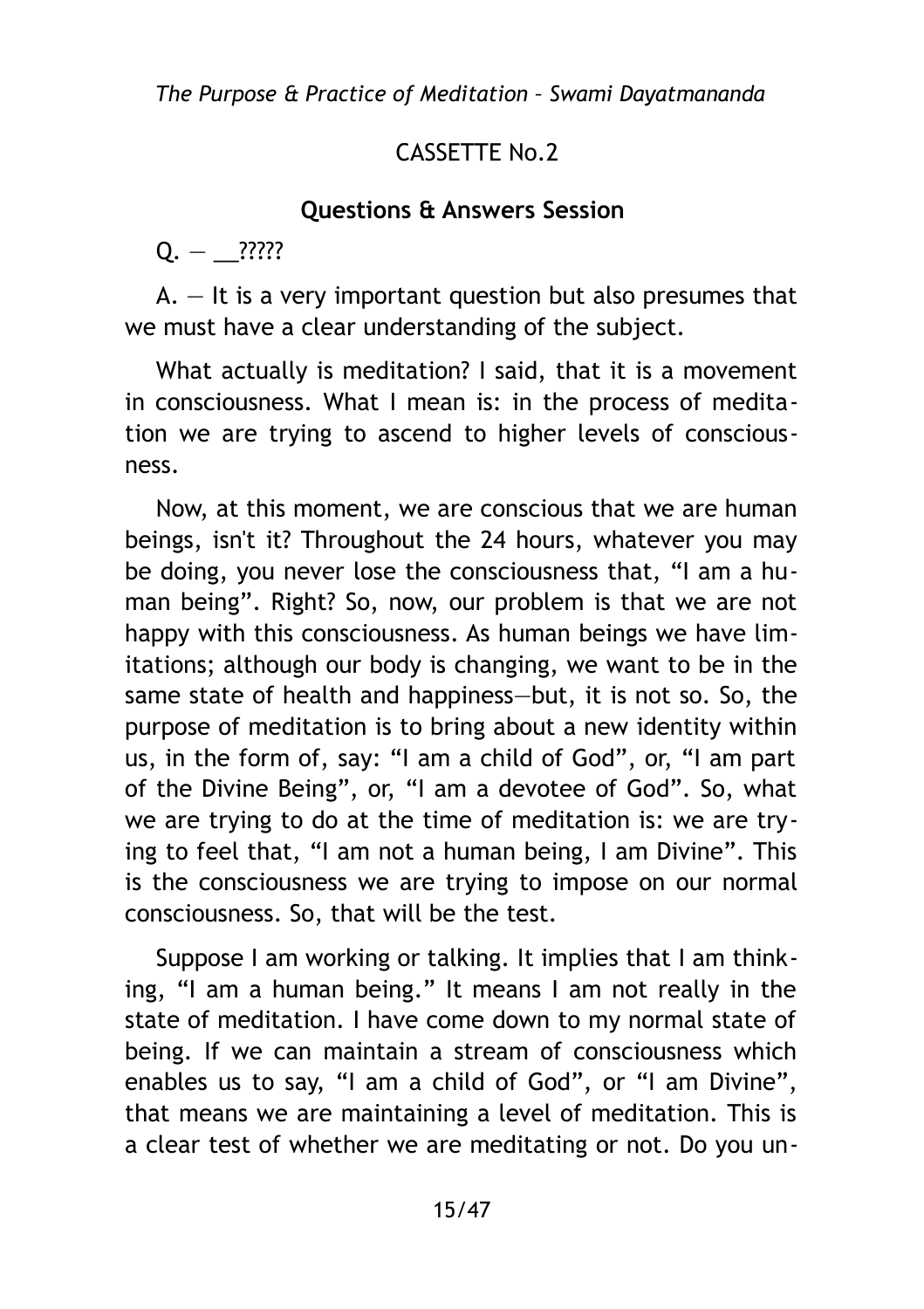CASSETTE No.2

## Questions & Answers Session

Q. — __?????

A. — It is a very important question but also presumes that we must have a clear understanding of the subject.

What actually is meditation? I said, that it is a movement in consciousness. What I mean is: in the process of meditation we are trying to ascend to higher levels of consciousness.

Now, at this moment, we are conscious that we are human beings, isn't it? Throughout the 24 hours, whatever you may be doing, you never lose the consciousness that, "I am a human being". Right? So, now, our problem is that we are not happy with this consciousness. As human beings we have limitations; although our body is changing, we want to be in the same state of health and happiness—but, it is not so. So, the purpose of meditation is to bring about a new identity within us, in the form of, say: "I am a child of God", or, "I am part of the Divine Being", or, "I am a devotee of God". So, what we are trying to do at the time of meditation is: we are trying to feel that, "I am not a human being, I am Divine". This is the consciousness we are trying to impose on our normal consciousness. So, that will be the test.

Suppose I am working or talking. It implies that I am thinking, "I am a human being." It means I am not really in the state of meditation. I have come down to my normal state of being. If we can maintain a stream of consciousness which enables us to say, "I am a child of God", or "I am Divine", that means we are maintaining a level of meditation. This is a clear test of whether we are meditating or not. Do you un-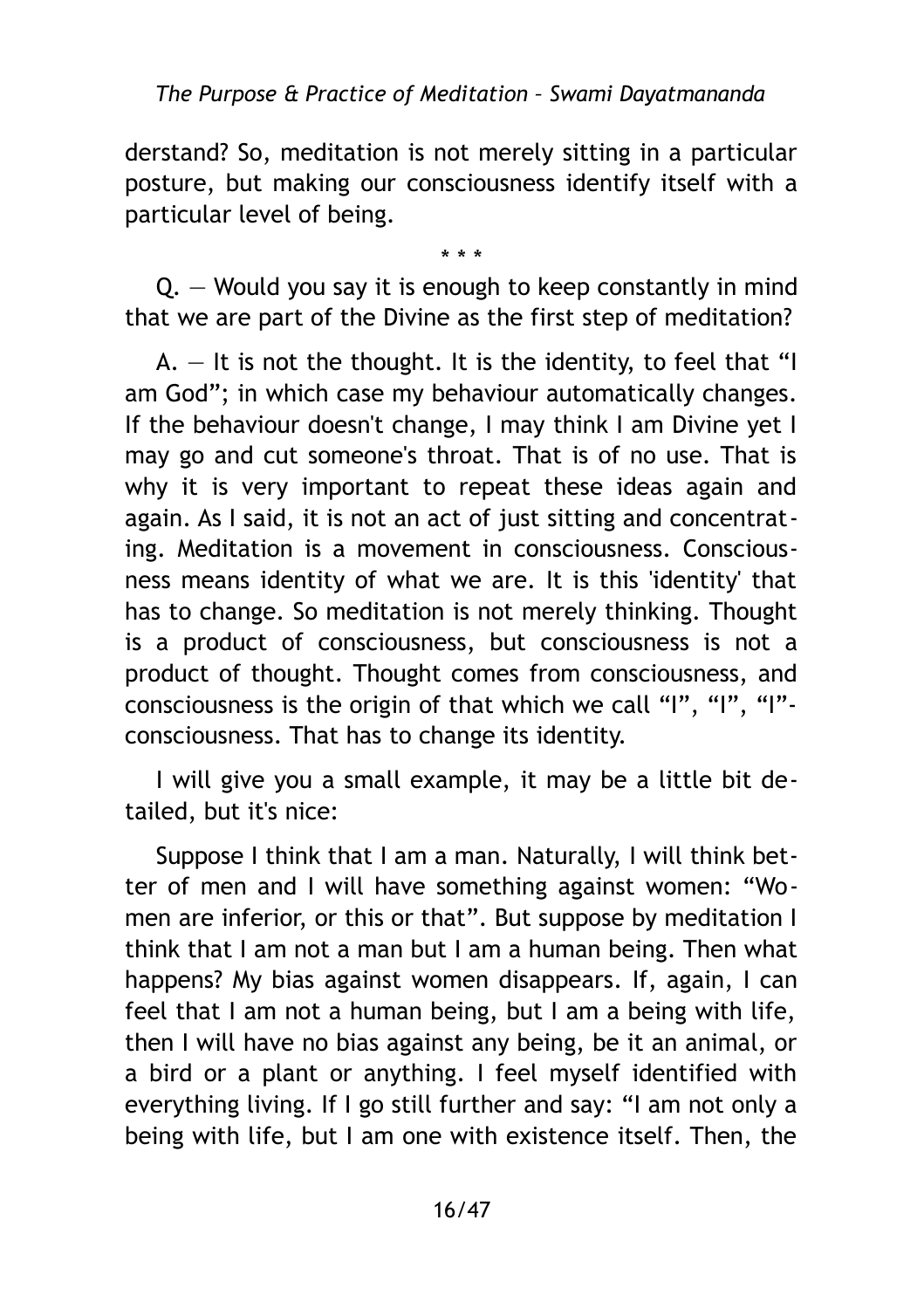derstand? So, meditation is not merely sitting in a particular posture, but making our consciousness identify itself with a particular level of being.

\* \* \*

Q. — Would you say it is enough to keep constantly in mind that we are part of the Divine as the first step of meditation?

A. — It is not the thought. It is the identity, to feel that "I am God"; in which case my behaviour automatically changes. If the behaviour doesn't change, I may think I am Divine yet I may go and cut someone's throat. That is of no use. That is why it is very important to repeat these ideas again and again. As I said, it is not an act of just sitting and concentrating. Meditation is a movement in consciousness. Consciousness means identity of what we are. It is this 'identity' that has to change. So meditation is not merely thinking. Thought is a product of consciousness, but consciousness is not a product of thought. Thought comes from consciousness, and consciousness is the origin of that which we call "I", "I", "I"-consciousness. That has to change its identity.

I will give you a small example, it may be a little bit detailed, but it's nice:

Suppose I think that I am a man. Naturally, I will think better of men and I will have something against women: "Women are inferior, or this or that". But suppose by meditation I think that I am not a man but I am a human being. Then what happens? My bias against women disappears. If, again, I can feel that I am not a human being, but I am a being with life, then I will have no bias against any being, be it an animal, or a bird or a plant or anything. I feel myself identified with everything living. If I go still further and say: "I am not only a being with life, but I am one with existence itself. Then, the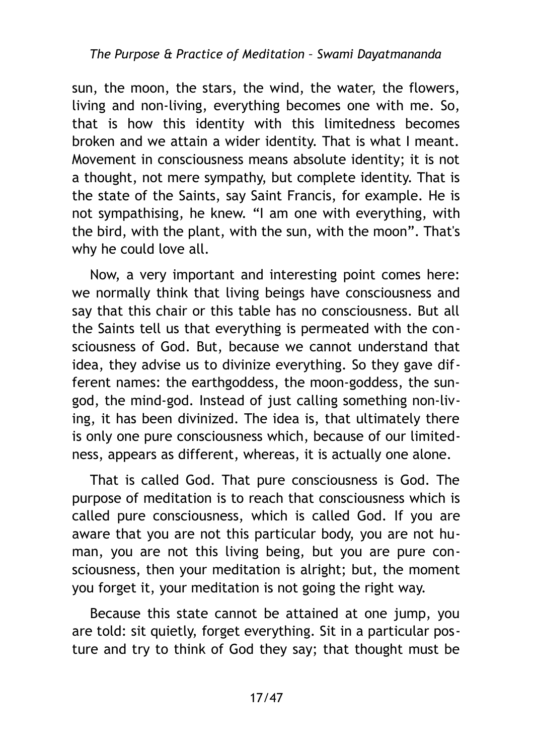sun, the moon, the stars, the wind, the water, the flowers, living and non-living, everything becomes one with me. So, that is how this identity with this limitedness becomes broken and we attain a wider identity. That is what I meant. Movement in consciousness means absolute identity; it is not a thought, not mere sympathy, but complete identity. That is the state of the Saints, say Saint Francis, for example. He is not sympathising, he knew. "I am one with everything, with the bird, with the plant, with the sun, with the moon". That's why he could love all.

Now, a very important and interesting point comes here: we normally think that living beings have consciousness and say that this chair or this table has no consciousness. But all the Saints tell us that everything is permeated with the consciousness of God. But, because we cannot understand that idea, they advise us to divinize everything. So they gave different names: the earthgoddess, the moon-goddess, the sun-god, the mind-god. Instead of just calling something non-living, it has been divinized. The idea is, that ultimately there is only one pure consciousness which, because of our limitedness, appears as different, whereas, it is actually one alone.

That is called God. That pure consciousness is God. The purpose of meditation is to reach that consciousness which is called pure consciousness, which is called God. If you are aware that you are not this particular body, you are not human, you are not this living being, but you are pure consciousness, then your meditation is alright; but, the moment you forget it, your meditation is not going the right way.

Because this state cannot be attained at one jump, you are told: sit quietly, forget everything. Sit in a particular posture and try to think of God they say; that thought must be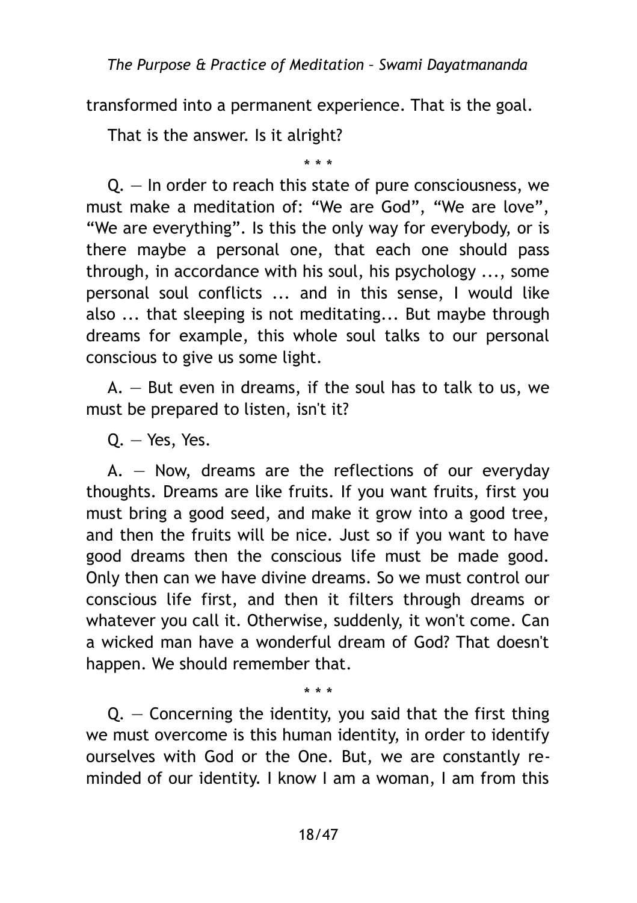transformed into a permanent experience. That is the goal.

That is the answer. Is it alright?

\* \* \*

Q. — In order to reach this state of pure consciousness, we must make a meditation of: “We are God”, “We are love”, “We are everything”. Is this the only way for everybody, or is there maybe a personal one, that each one should pass through, in accordance with his soul, his psychology ..., some personal soul conflicts ... and in this sense, I would like also ... that sleeping is not meditating... But maybe through dreams for example, this whole soul talks to our personal conscious to give us some light.

A. — But even in dreams, if the soul has to talk to us, we must be prepared to listen, isn't it?

Q. — Yes, Yes.

A. — Now, dreams are the reflections of our everyday thoughts. Dreams are like fruits. If you want fruits, first you must bring a good seed, and make it grow into a good tree, and then the fruits will be nice. Just so if you want to have good dreams then the conscious life must be made good. Only then can we have divine dreams. So we must control our conscious life first, and then it filters through dreams or whatever you call it. Otherwise, suddenly, it won't come. Can a wicked man have a wonderful dream of God? That doesn't happen. We should remember that.

\* \* \*

Q. — Concerning the identity, you said that the first thing we must overcome is this human identity, in order to identify ourselves with God or the One. But, we are constantly reminded of our identity. I know I am a woman, I am from this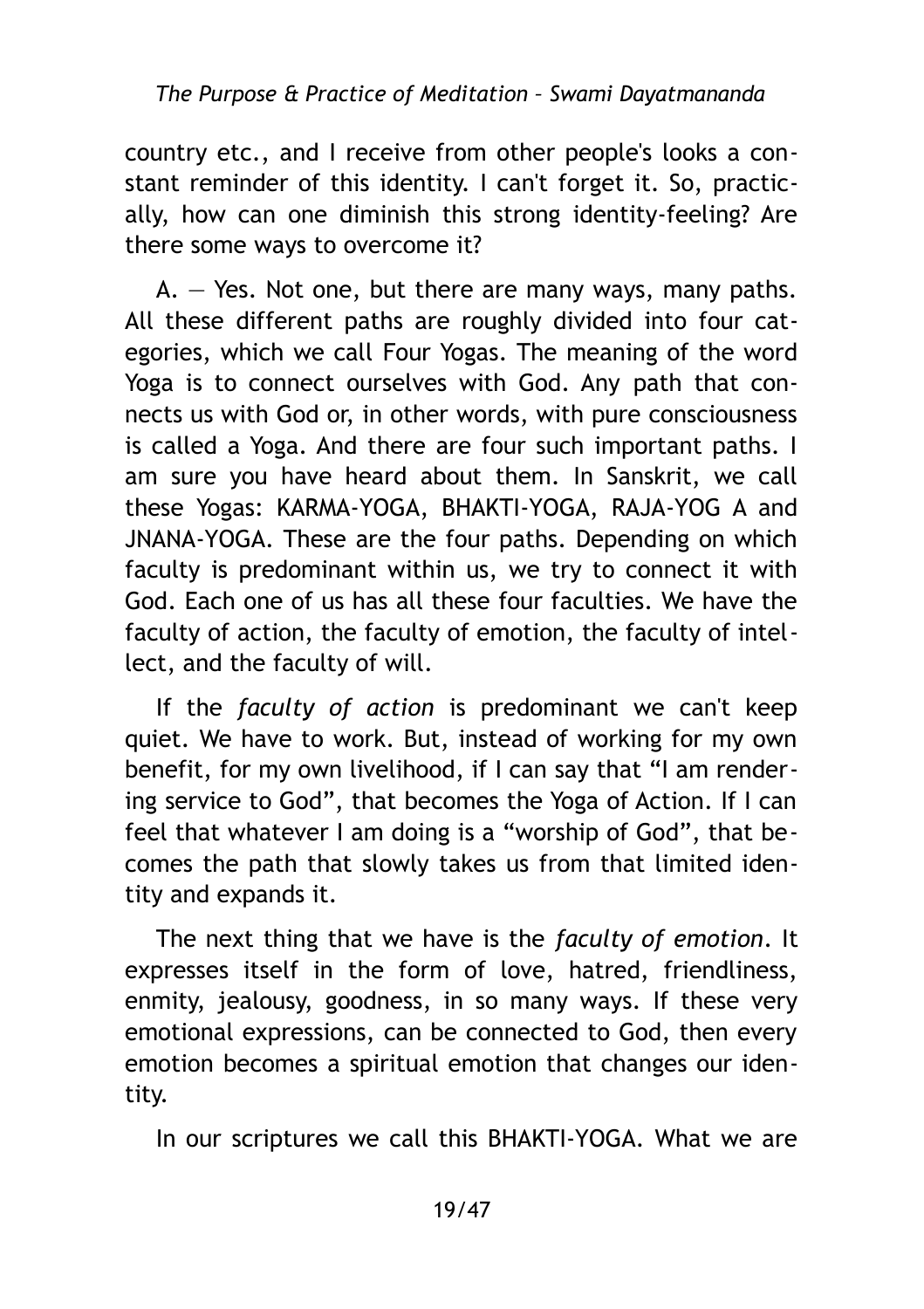country etc., and I receive from other people's looks a constant reminder of this identity. I can't forget it. So, practically, how can one diminish this strong identity-feeling? Are there some ways to overcome it?

A. — Yes. Not one, but there are many ways, many paths. All these different paths are roughly divided into four categories, which we call Four Yogas. The meaning of the word Yoga is to connect ourselves with God. Any path that connects us with God or, in other words, with pure consciousness is called a Yoga. And there are four such important paths. I am sure you have heard about them. In Sanskrit, we call these Yogas: KARMA-YOGA, BHAKTI-YOGA, RAJA-YOG A and JNANA-YOGA. These are the four paths. Depending on which faculty is predominant within us, we try to connect it with God. Each one of us has all these four faculties. We have the faculty of action, the faculty of emotion, the faculty of intellect, and the faculty of will.

If the *faculty of action* is predominant we can't keep quiet. We have to work. But, instead of working for my own benefit, for my own livelihood, if I can say that "I am rendering service to God", that becomes the Yoga of Action. If I can feel that whatever I am doing is a "worship of God", that becomes the path that slowly takes us from that limited identity and expands it.

The next thing that we have is the *faculty of emotion*. It expresses itself in the form of love, hatred, friendliness, enmity, jealousy, goodness, in so many ways. If these very emotional expressions, can be connected to God, then every emotion becomes a spiritual emotion that changes our identity.

In our scriptures we call this BHAKTI-YOGA. What we are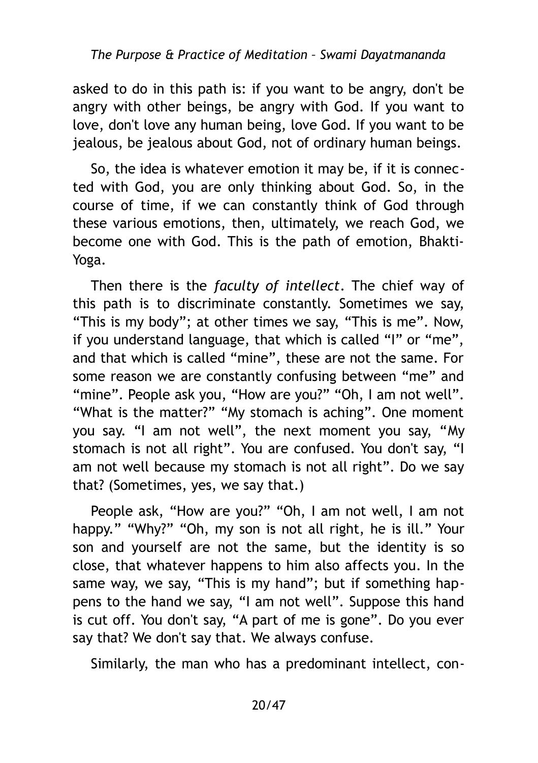asked to do in this path is: if you want to be angry, don't be angry with other beings, be angry with God. If you want to love, don't love any human being, love God. If you want to be jealous, be jealous about God, not of ordinary human beings.

So, the idea is whatever emotion it may be, if it is connected with God, you are only thinking about God. So, in the course of time, if we can constantly think of God through these various emotions, then, ultimately, we reach God, we become one with God. This is the path of emotion, Bhakti-Yoga.

Then there is the *faculty of intellect*. The chief way of this path is to discriminate constantly. Sometimes we say, "This is my body"; at other times we say, "This is me". Now, if you understand language, that which is called "I" or "me", and that which is called "mine", these are not the same. For some reason we are constantly confusing between "me" and "mine". People ask you, "How are you?" "Oh, I am not well". "What is the matter?" "My stomach is aching". One moment you say. "I am not well", the next moment you say, "My stomach is not all right". You are confused. You don't say, "I am not well because my stomach is not all right". Do we say that? (Sometimes, yes, we say that.)

People ask, "How are you?" "Oh, I am not well, I am not happy." "Why?" "Oh, my son is not all right, he is ill." Your son and yourself are not the same, but the identity is so close, that whatever happens to him also affects you. In the same way, we say, "This is my hand"; but if something happens to the hand we say, "I am not well". Suppose this hand is cut off. You don't say, "A part of me is gone". Do you ever say that? We don't say that. We always confuse.

Similarly, the man who has a predominant intellect, con-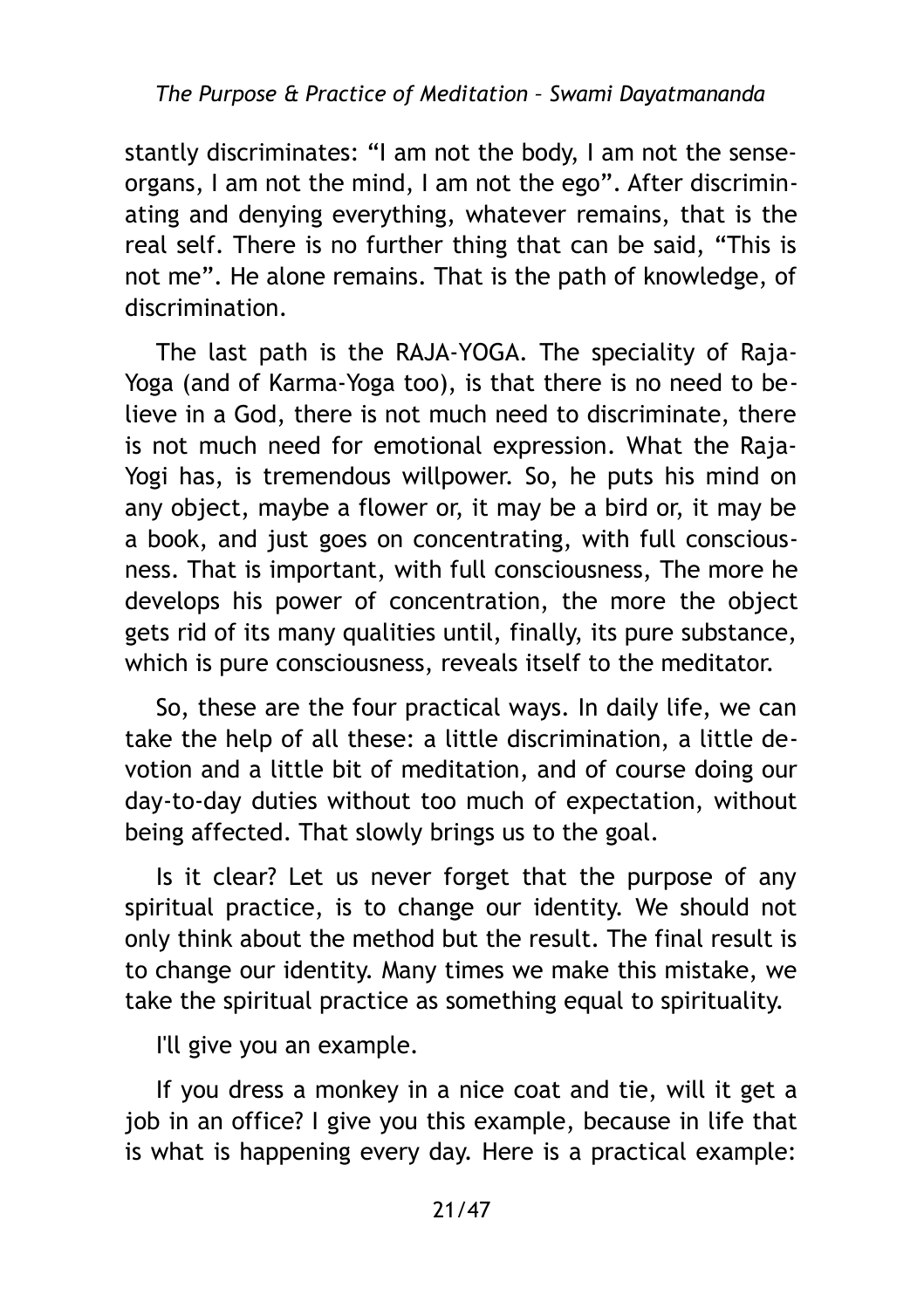stantly discriminates: "I am not the body, I am not the sense-organs, I am not the mind, I am not the ego". After discriminating and denying everything, whatever remains, that is the real self. There is no further thing that can be said, "This is not me". He alone remains. That is the path of knowledge, of discrimination.

The last path is the RAJA-YOGA. The speciality of Raja-Yoga (and of Karma-Yoga too), is that there is no need to believe in a God, there is not much need to discriminate, there is not much need for emotional expression. What the Raja-Yogi has, is tremendous willpower. So, he puts his mind on any object, maybe a flower or, it may be a bird or, it may be a book, and just goes on concentrating, with full consciousness. That is important, with full consciousness, The more he develops his power of concentration, the more the object gets rid of its many qualities until, finally, its pure substance, which is pure consciousness, reveals itself to the meditator.

So, these are the four practical ways. In daily life, we can take the help of all these: a little discrimination, a little devotion and a little bit of meditation, and of course doing our day-to-day duties without too much of expectation, without being affected. That slowly brings us to the goal.

Is it clear? Let us never forget that the purpose of any spiritual practice, is to change our identity. We should not only think about the method but the result. The final result is to change our identity. Many times we make this mistake, we take the spiritual practice as something equal to spirituality.

I'll give you an example.

If you dress a monkey in a nice coat and tie, will it get a job in an office? I give you this example, because in life that is what is happening every day. Here is a practical example: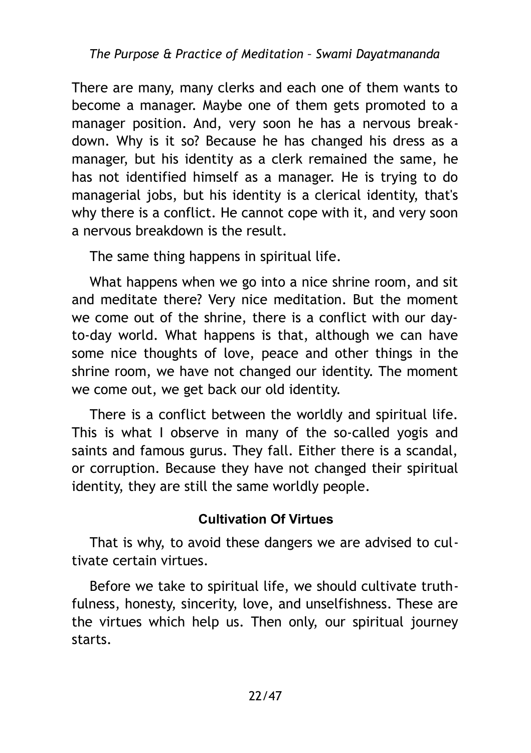There are many, many clerks and each one of them wants to become a manager. Maybe one of them gets promoted to a manager position. And, very soon he has a nervous breakdown. Why is it so? Because he has changed his dress as a manager, but his identity as a clerk remained the same, he has not identified himself as a manager. He is trying to do managerial jobs, but his identity is a clerical identity, that's why there is a conflict. He cannot cope with it, and very soon a nervous breakdown is the result.

The same thing happens in spiritual life.

What happens when we go into a nice shrine room, and sit and meditate there? Very nice meditation. But the moment we come out of the shrine, there is a conflict with our day-to-day world. What happens is that, although we can have some nice thoughts of love, peace and other things in the shrine room, we have not changed our identity. The moment we come out, we get back our old identity.

There is a conflict between the worldly and spiritual life. This is what I observe in many of the so-called yogis and saints and famous gurus. They fall. Either there is a scandal, or corruption. Because they have not changed their spiritual identity, they are still the same worldly people.

### Cultivation Of Virtues

That is why, to avoid these dangers we are advised to cultivate certain virtues.

Before we take to spiritual life, we should cultivate truthfulness, honesty, sincerity, love, and unselfishness. These are the virtues which help us. Then only, our spiritual journey starts.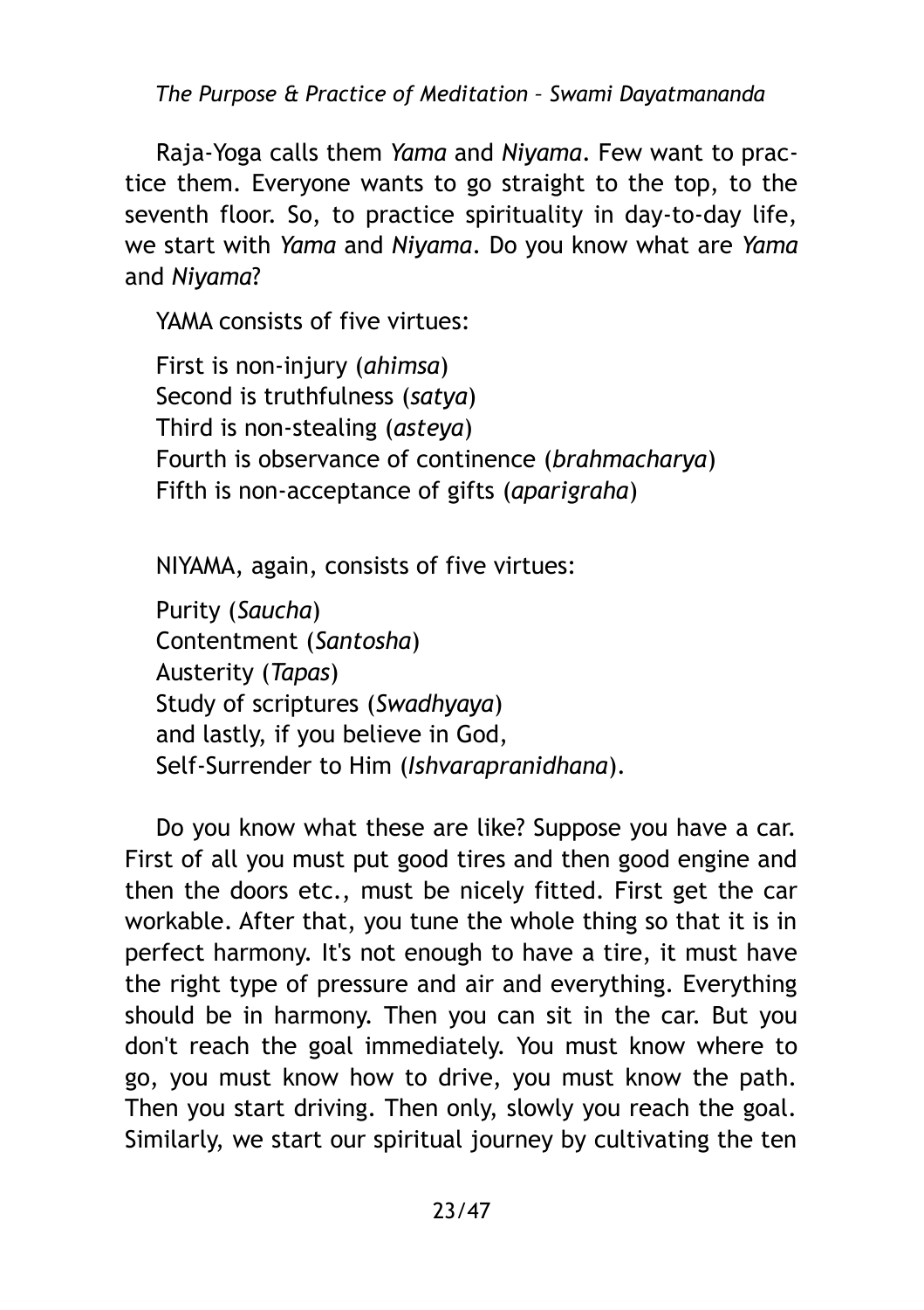Raja-Yoga calls them *Yama* and *Niyama*. Few want to practice them. Everyone wants to go straight to the top, to the seventh floor. So, to practice spirituality in day-to-day life, we start with *Yama* and *Niyama*. Do you know what are *Yama* and *Niyama*?

YAMA consists of five virtues:

First is non-injury (*ahimsa*)
Second is truthfulness (*satya*)
Third is non-stealing (*asteya*)
Fourth is observance of continence (*brahmacharya*)
Fifth is non-acceptance of gifts (*aparigraha*)

NIYAMA, again, consists of five virtues:

Purity (*Saucha*)
Contentment (*Santosha*)
Austerity (*Tapas*)
Study of scriptures (*Swadhyaya*)
and lastly, if you believe in God,
Self-Surrender to Him (*Ishvarapranidhana*).

Do you know what these are like? Suppose you have a car. First of all you must put good tires and then good engine and then the doors etc., must be nicely fitted. First get the car workable. After that, you tune the whole thing so that it is in perfect harmony. It's not enough to have a tire, it must have the right type of pressure and air and everything. Everything should be in harmony. Then you can sit in the car. But you don't reach the goal immediately. You must know where to go, you must know how to drive, you must know the path. Then you start driving. Then only, slowly you reach the goal. Similarly, we start our spiritual journey by cultivating the ten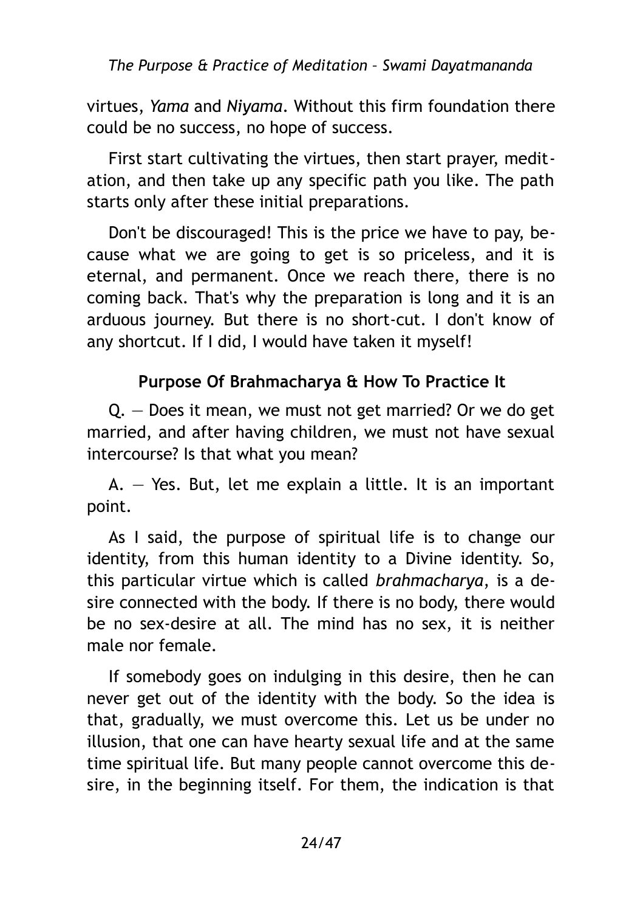virtues, *Yama* and *Niyama*. Without this firm foundation there could be no success, no hope of success.

First start cultivating the virtues, then start prayer, meditation, and then take up any specific path you like. The path starts only after these initial preparations.

Don't be discouraged! This is the price we have to pay, because what we are going to get is so priceless, and it is eternal, and permanent. Once we reach there, there is no coming back. That's why the preparation is long and it is an arduous journey. But there is no short-cut. I don't know of any shortcut. If I did, I would have taken it myself!

### Purpose Of Brahmacharya & How To Practice It

Q. — Does it mean, we must not get married? Or we do get married, and after having children, we must not have sexual intercourse? Is that what you mean?

A. — Yes. But, let me explain a little. It is an important point.

As I said, the purpose of spiritual life is to change our identity, from this human identity to a Divine identity. So, this particular virtue which is called *brahmacharya*, is a desire connected with the body. If there is no body, there would be no sex-desire at all. The mind has no sex, it is neither male nor female.

If somebody goes on indulging in this desire, then he can never get out of the identity with the body. So the idea is that, gradually, we must overcome this. Let us be under no illusion, that one can have hearty sexual life and at the same time spiritual life. But many people cannot overcome this desire, in the beginning itself. For them, the indication is that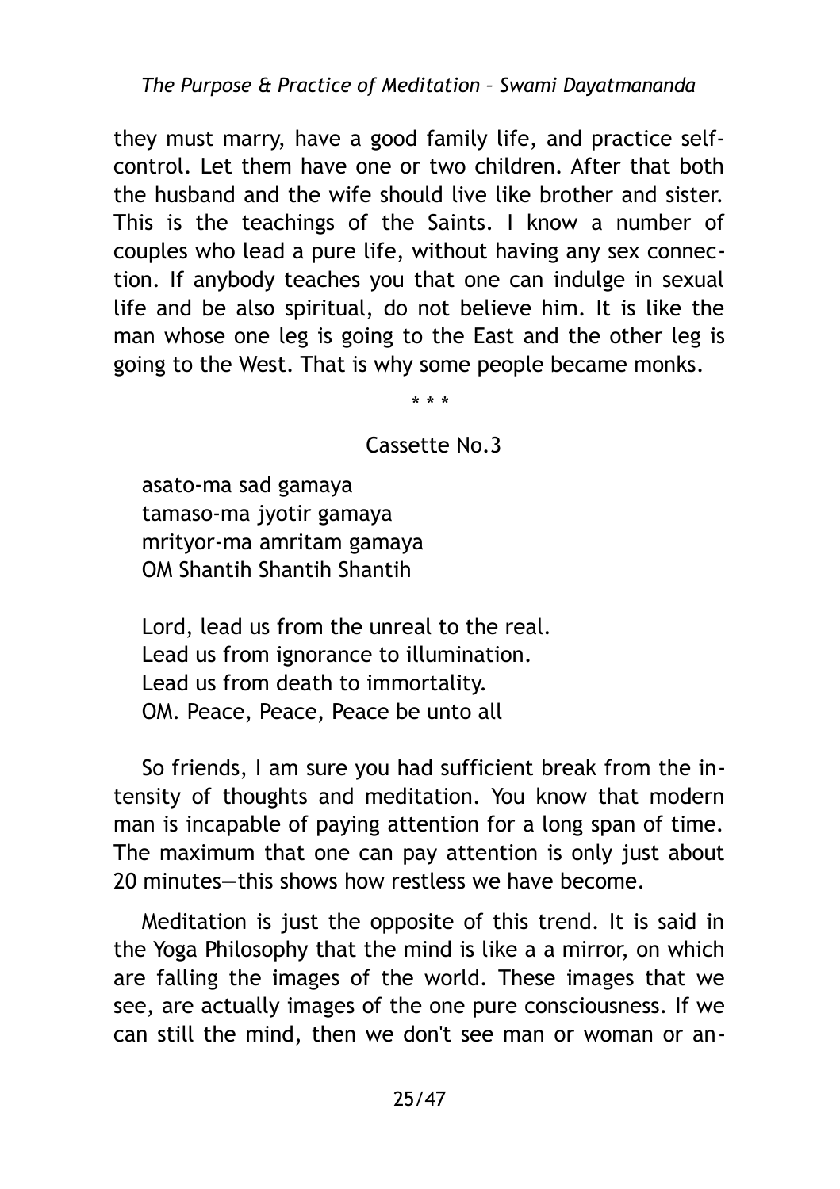they must marry, have a good family life, and practice self-control. Let them have one or two children. After that both the husband and the wife should live like brother and sister. This is the teachings of the Saints. I know a number of couples who lead a pure life, without having any sex connection. If anybody teaches you that one can indulge in sexual life and be also spiritual, do not believe him. It is like the man whose one leg is going to the East and the other leg is going to the West. That is why some people became monks.

\* \* \*

Cassette No.3

asato-ma sad gamaya  
tamaso-ma jyotir gamaya  
mrityor-ma amritam gamaya  
OM Shantih Shantih Shantih

Lord, lead us from the unreal to the real.  
Lead us from ignorance to illumination.  
Lead us from death to immortality.  
OM. Peace, Peace, Peace be unto all

So friends, I am sure you had sufficient break from the intensity of thoughts and meditation. You know that modern man is incapable of paying attention for a long span of time. The maximum that one can pay attention is only just about 20 minutes—this shows how restless we have become.

Meditation is just the opposite of this trend. It is said in the Yoga Philosophy that the mind is like a a mirror, on which are falling the images of the world. These images that we see, are actually images of the one pure consciousness. If we can still the mind, then we don't see man or woman or an-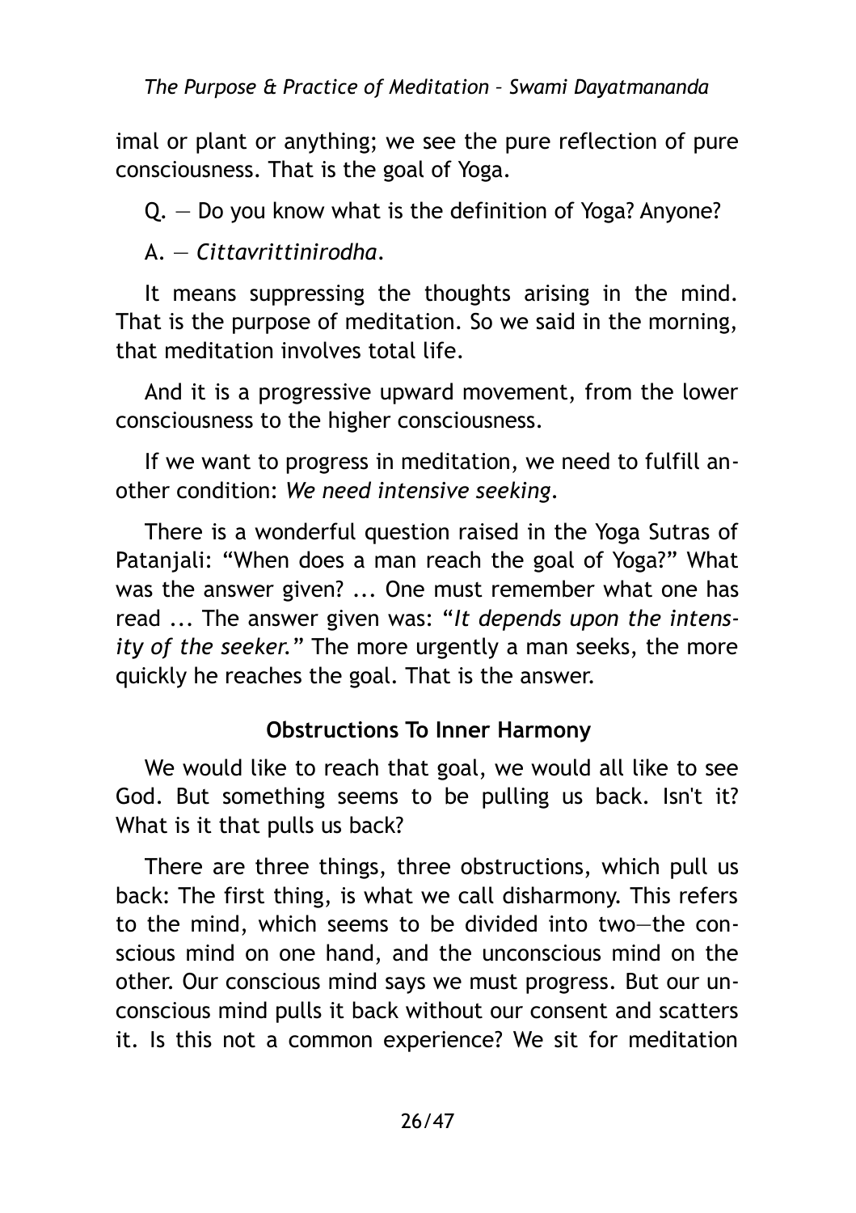imal or plant or anything; we see the pure reflection of pure consciousness. That is the goal of Yoga.

Q. — Do you know what is the definition of Yoga? Anyone?

A. — *Cittavrittinirodha*.

It means suppressing the thoughts arising in the mind. That is the purpose of meditation. So we said in the morning, that meditation involves total life.

And it is a progressive upward movement, from the lower consciousness to the higher consciousness.

If we want to progress in meditation, we need to fulfill another condition: *We need intensive seeking*.

There is a wonderful question raised in the Yoga Sutras of Patanjali: "When does a man reach the goal of Yoga?" What was the answer given? ... One must remember what one has read ... The answer given was: "*It depends upon the intensity of the seeker.*" The more urgently a man seeks, the more quickly he reaches the goal. That is the answer.

### Obstructions To Inner Harmony

We would like to reach that goal, we would all like to see God. But something seems to be pulling us back. Isn't it? What is it that pulls us back?

There are three things, three obstructions, which pull us back: The first thing, is what we call disharmony. This refers to the mind, which seems to be divided into two—the conscious mind on one hand, and the unconscious mind on the other. Our conscious mind says we must progress. But our unconscious mind pulls it back without our consent and scatters it. Is this not a common experience? We sit for meditation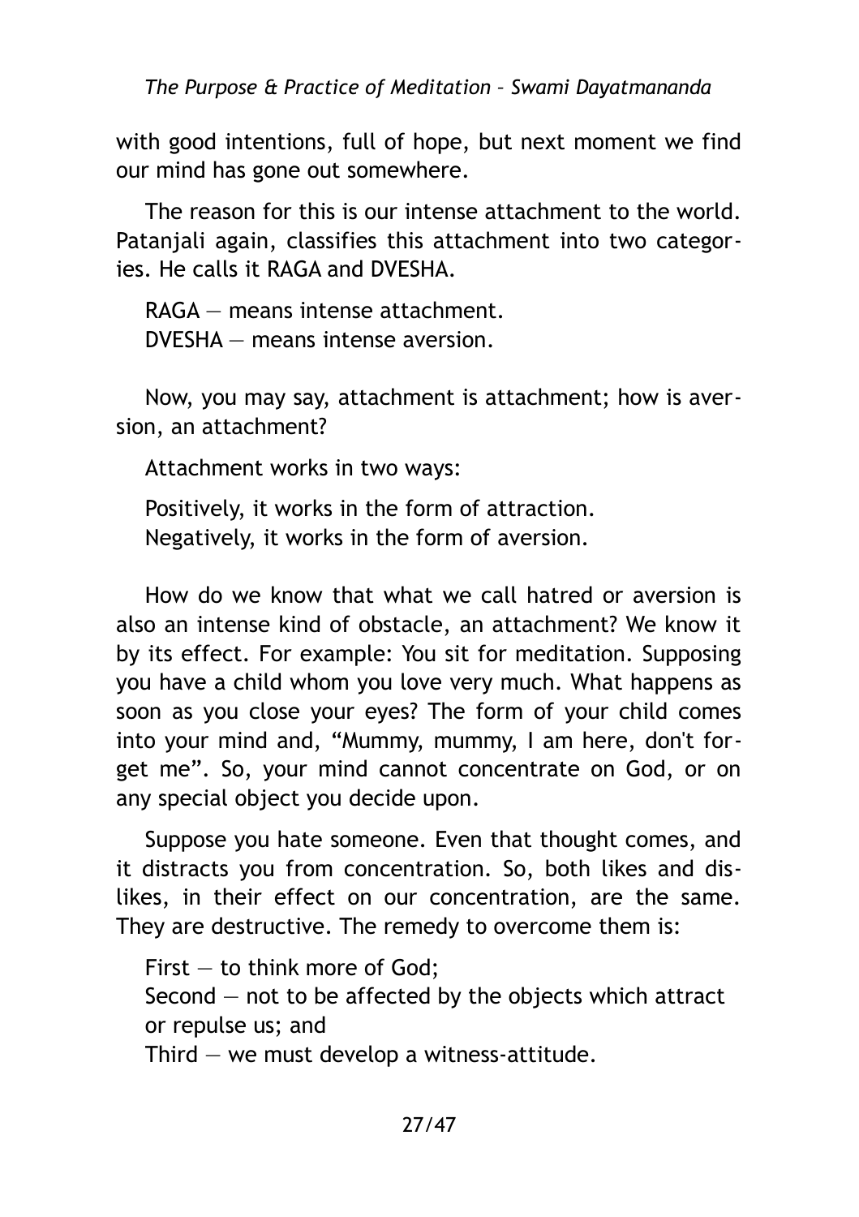with good intentions, full of hope, but next moment we find our mind has gone out somewhere.

The reason for this is our intense attachment to the world. Patanjali again, classifies this attachment into two categories. He calls it RAGA and DVESHA.

RAGA — means intense attachment.
DVESHA — means intense aversion.

Now, you may say, attachment is attachment; how is aversion, an attachment?

Attachment works in two ways:

Positively, it works in the form of attraction.
Negatively, it works in the form of aversion.

How do we know that what we call hatred or aversion is also an intense kind of obstacle, an attachment? We know it by its effect. For example: You sit for meditation. Supposing you have a child whom you love very much. What happens as soon as you close your eyes? The form of your child comes into your mind and, "Mummy, mummy, I am here, don't forget me". So, your mind cannot concentrate on God, or on any special object you decide upon.

Suppose you hate someone. Even that thought comes, and it distracts you from concentration. So, both likes and dislikes, in their effect on our concentration, are the same. They are destructive. The remedy to overcome them is:

First — to think more of God;
Second — not to be affected by the objects which attract or repulse us; and
Third — we must develop a witness-attitude.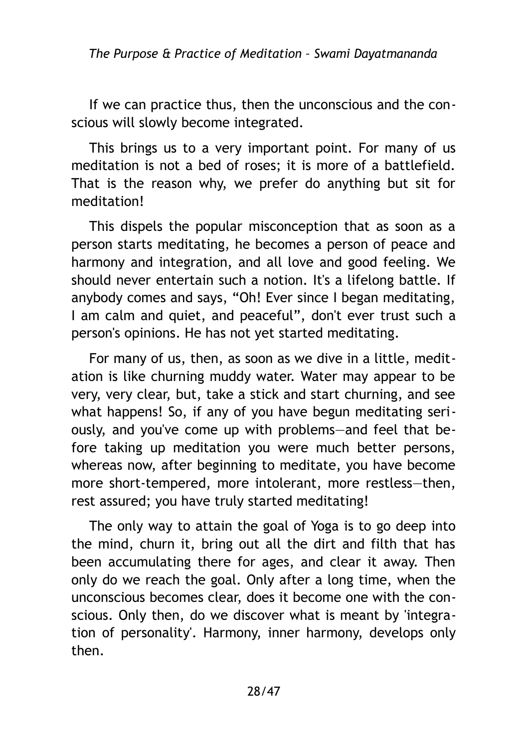If we can practice thus, then the unconscious and the conscious will slowly become integrated.

This brings us to a very important point. For many of us meditation is not a bed of roses; it is more of a battlefield. That is the reason why, we prefer do anything but sit for meditation!

This dispels the popular misconception that as soon as a person starts meditating, he becomes a person of peace and harmony and integration, and all love and good feeling. We should never entertain such a notion. It's a lifelong battle. If anybody comes and says, "Oh! Ever since I began meditating, I am calm and quiet, and peaceful", don't ever trust such a person's opinions. He has not yet started meditating.

For many of us, then, as soon as we dive in a little, meditation is like churning muddy water. Water may appear to be very, very clear, but, take a stick and start churning, and see what happens! So, if any of you have begun meditating seriously, and you've come up with problems—and feel that before taking up meditation you were much better persons, whereas now, after beginning to meditate, you have become more short-tempered, more intolerant, more restless—then, rest assured; you have truly started meditating!

The only way to attain the goal of Yoga is to go deep into the mind, churn it, bring out all the dirt and filth that has been accumulating there for ages, and clear it away. Then only do we reach the goal. Only after a long time, when the unconscious becomes clear, does it become one with the conscious. Only then, do we discover what is meant by 'integration of personality'. Harmony, inner harmony, develops only then.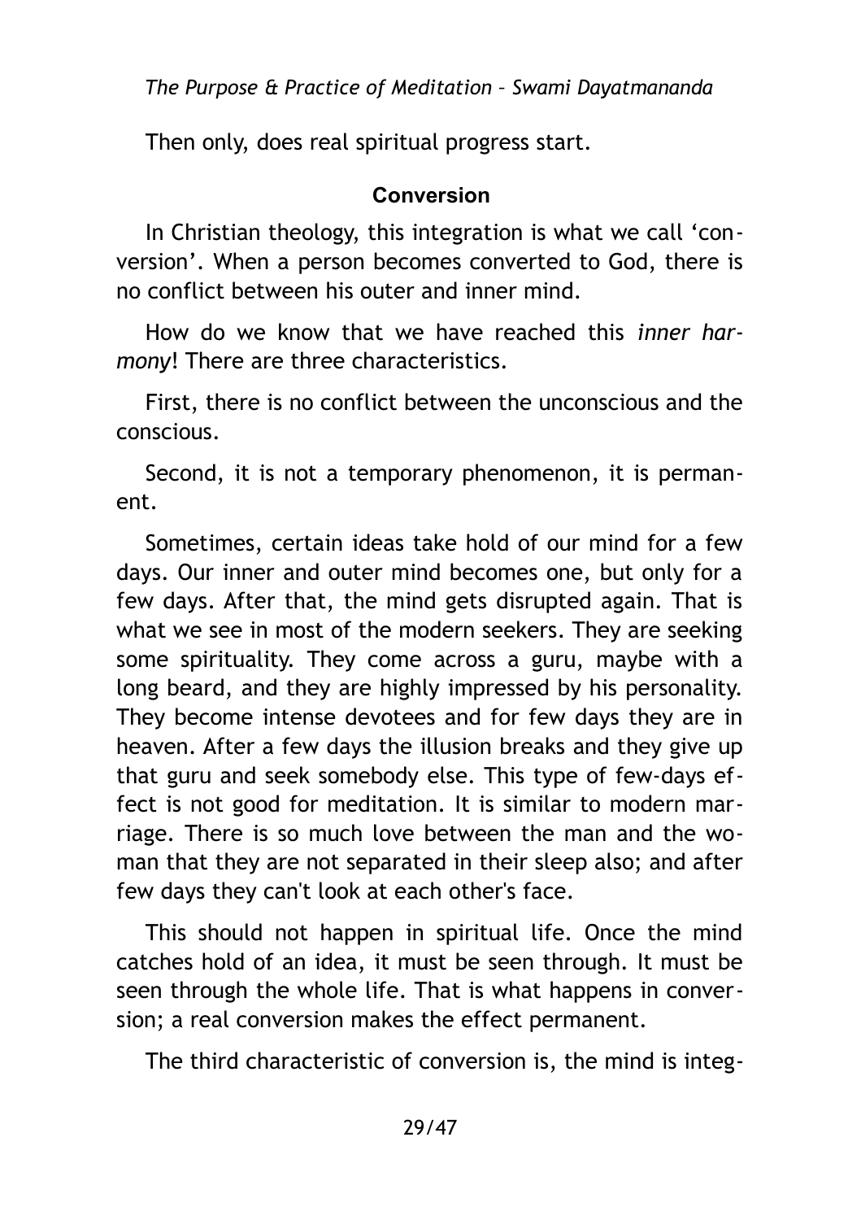Then only, does real spiritual progress start.

### Conversion

In Christian theology, this integration is what we call 'conversion'. When a person becomes converted to God, there is no conflict between his outer and inner mind.

How do we know that we have reached this *inner harmony*! There are three characteristics.

First, there is no conflict between the unconscious and the conscious.

Second, it is not a temporary phenomenon, it is permanent.

Sometimes, certain ideas take hold of our mind for a few days. Our inner and outer mind becomes one, but only for a few days. After that, the mind gets disrupted again. That is what we see in most of the modern seekers. They are seeking some spirituality. They come across a guru, maybe with a long beard, and they are highly impressed by his personality. They become intense devotees and for few days they are in heaven. After a few days the illusion breaks and they give up that guru and seek somebody else. This type of few-days effect is not good for meditation. It is similar to modern marriage. There is so much love between the man and the woman that they are not separated in their sleep also; and after few days they can't look at each other's face.

This should not happen in spiritual life. Once the mind catches hold of an idea, it must be seen through. It must be seen through the whole life. That is what happens in conversion; a real conversion makes the effect permanent.

The third characteristic of conversion is, the mind is integ-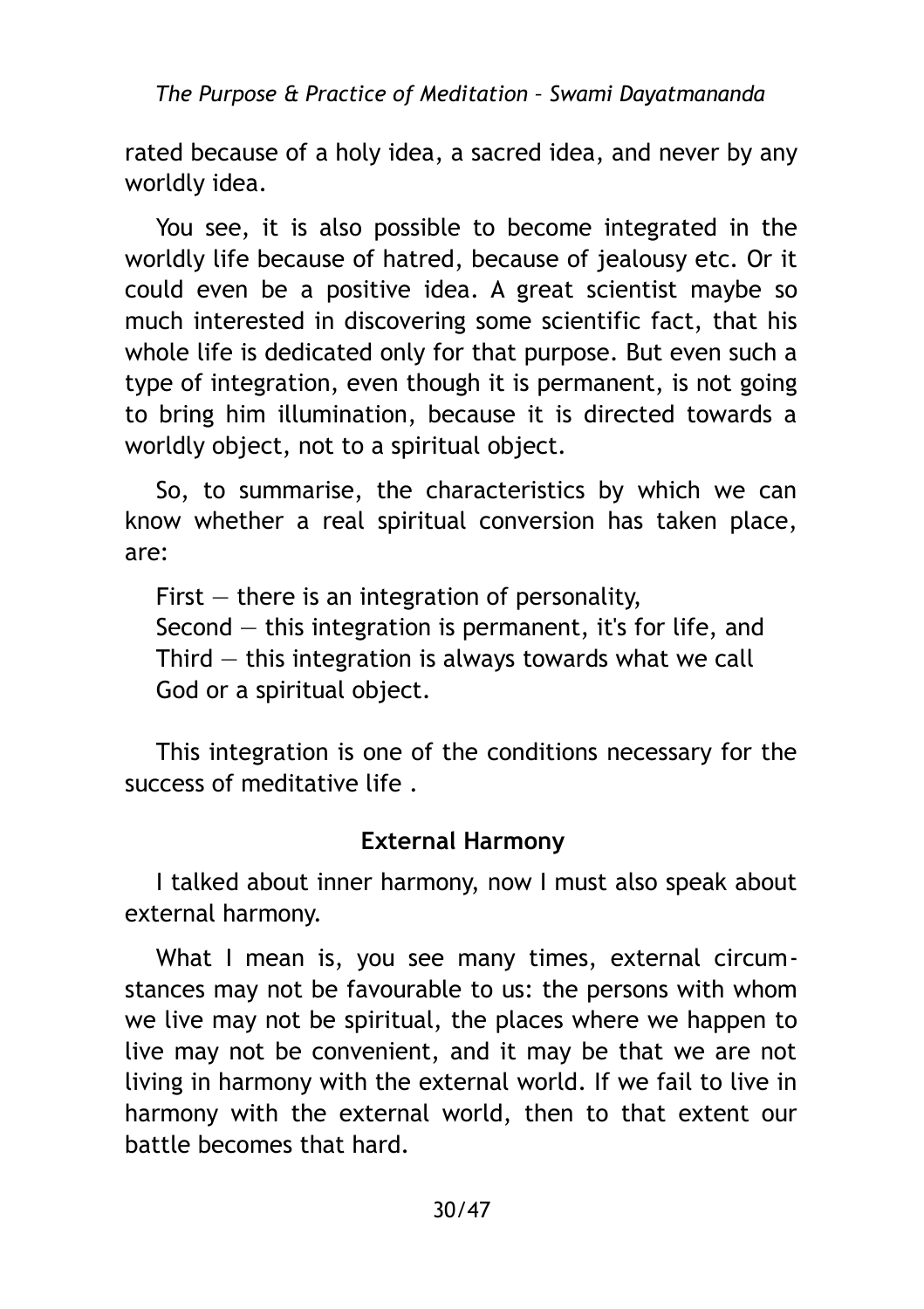rated because of a holy idea, a sacred idea, and never by any worldly idea.

You see, it is also possible to become integrated in the worldly life because of hatred, because of jealousy etc. Or it could even be a positive idea. A great scientist maybe so much interested in discovering some scientific fact, that his whole life is dedicated only for that purpose. But even such a type of integration, even though it is permanent, is not going to bring him illumination, because it is directed towards a worldly object, not to a spiritual object.

So, to summarise, the characteristics by which we can know whether a real spiritual conversion has taken place, are:

First — there is an integration of personality,
Second — this integration is permanent, it's for life, and
Third — this integration is always towards what we call God or a spiritual object.

This integration is one of the conditions necessary for the success of meditative life .

### External Harmony

I talked about inner harmony, now I must also speak about external harmony.

What I mean is, you see many times, external circumstances may not be favourable to us: the persons with whom we live may not be spiritual, the places where we happen to live may not be convenient, and it may be that we are not living in harmony with the external world. If we fail to live in harmony with the external world, then to that extent our battle becomes that hard.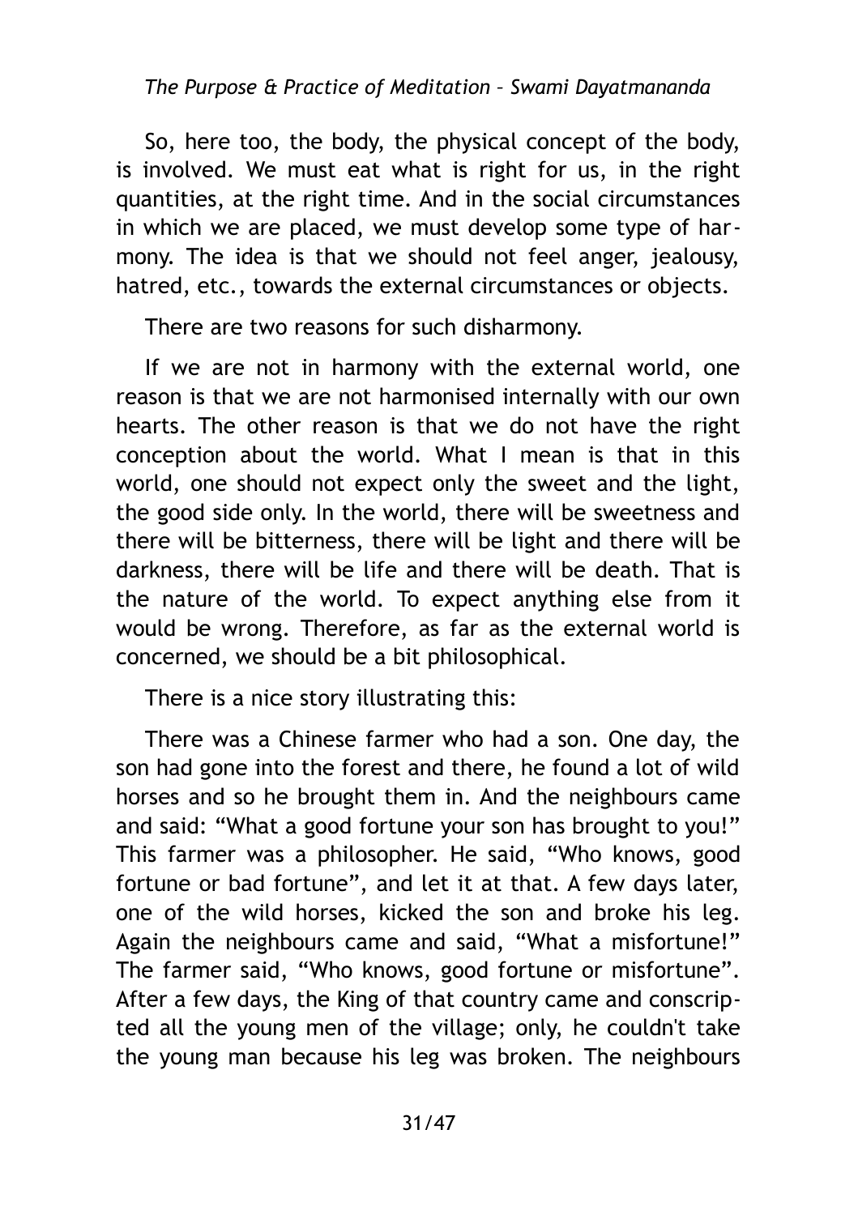So, here too, the body, the physical concept of the body, is involved. We must eat what is right for us, in the right quantities, at the right time. And in the social circumstances in which we are placed, we must develop some type of harmony. The idea is that we should not feel anger, jealousy, hatred, etc., towards the external circumstances or objects.

There are two reasons for such disharmony.

If we are not in harmony with the external world, one reason is that we are not harmonised internally with our own hearts. The other reason is that we do not have the right conception about the world. What I mean is that in this world, one should not expect only the sweet and the light, the good side only. In the world, there will be sweetness and there will be bitterness, there will be light and there will be darkness, there will be life and there will be death. That is the nature of the world. To expect anything else from it would be wrong. Therefore, as far as the external world is concerned, we should be a bit philosophical.

There is a nice story illustrating this:

There was a Chinese farmer who had a son. One day, the son had gone into the forest and there, he found a lot of wild horses and so he brought them in. And the neighbours came and said: "What a good fortune your son has brought to you!" This farmer was a philosopher. He said, "Who knows, good fortune or bad fortune", and let it at that. A few days later, one of the wild horses, kicked the son and broke his leg. Again the neighbours came and said, "What a misfortune!" The farmer said, "Who knows, good fortune or misfortune". After a few days, the King of that country came and conscripted all the young men of the village; only, he couldn't take the young man because his leg was broken. The neighbours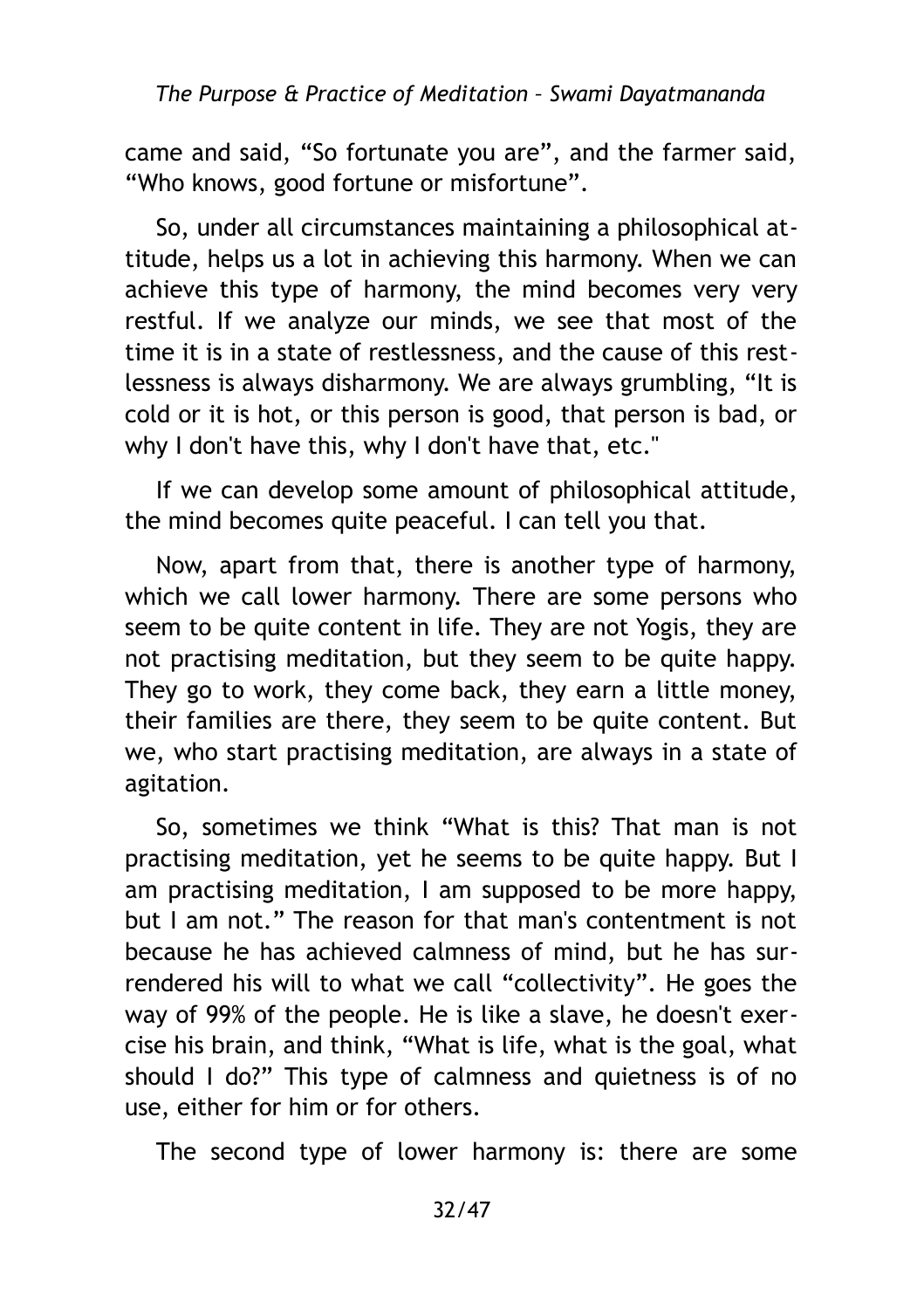came and said, “So fortunate you are”, and the farmer said, “Who knows, good fortune or misfortune”.

So, under all circumstances maintaining a philosophical attitude, helps us a lot in achieving this harmony. When we can achieve this type of harmony, the mind becomes very very restful. If we analyze our minds, we see that most of the time it is in a state of restlessness, and the cause of this restlessness is always disharmony. We are always grumbling, “It is cold or it is hot, or this person is good, that person is bad, or why I don't have this, why I don't have that, etc."

If we can develop some amount of philosophical attitude, the mind becomes quite peaceful. I can tell you that.

Now, apart from that, there is another type of harmony, which we call lower harmony. There are some persons who seem to be quite content in life. They are not Yogis, they are not practising meditation, but they seem to be quite happy. They go to work, they come back, they earn a little money, their families are there, they seem to be quite content. But we, who start practising meditation, are always in a state of agitation.

So, sometimes we think “What is this? That man is not practising meditation, yet he seems to be quite happy. But I am practising meditation, I am supposed to be more happy, but I am not.” The reason for that man's contentment is not because he has achieved calmness of mind, but he has surrendered his will to what we call “collectivity”. He goes the way of 99% of the people. He is like a slave, he doesn't exercise his brain, and think, “What is life, what is the goal, what should I do?” This type of calmness and quietness is of no use, either for him or for others.

The second type of lower harmony is: there are some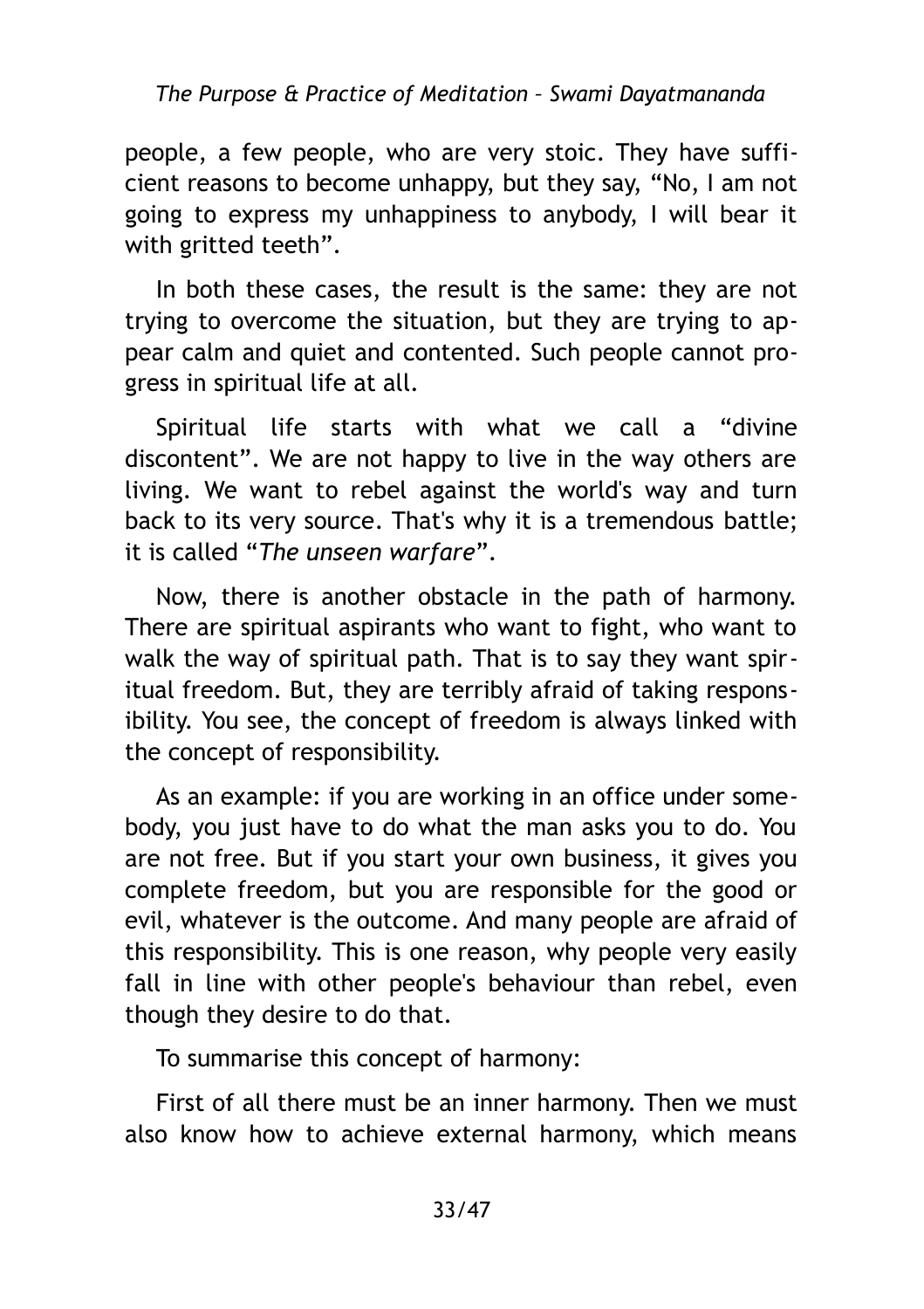people, a few people, who are very stoic. They have sufficient reasons to become unhappy, but they say, “No, I am not going to express my unhappiness to anybody, I will bear it with gritted teeth”.

In both these cases, the result is the same: they are not trying to overcome the situation, but they are trying to appear calm and quiet and contented. Such people cannot progress in spiritual life at all.

Spiritual life starts with what we call a “divine discontent”. We are not happy to live in the way others are living. We want to rebel against the world's way and turn back to its very source. That's why it is a tremendous battle; it is called “*The unseen warfare*”.

Now, there is another obstacle in the path of harmony. There are spiritual aspirants who want to fight, who want to walk the way of spiritual path. That is to say they want spiritual freedom. But, they are terribly afraid of taking responsibility. You see, the concept of freedom is always linked with the concept of responsibility.

As an example: if you are working in an office under somebody, you just have to do what the man asks you to do. You are not free. But if you start your own business, it gives you complete freedom, but you are responsible for the good or evil, whatever is the outcome. And many people are afraid of this responsibility. This is one reason, why people very easily fall in line with other people's behaviour than rebel, even though they desire to do that.

To summarise this concept of harmony:

First of all there must be an inner harmony. Then we must also know how to achieve external harmony, which means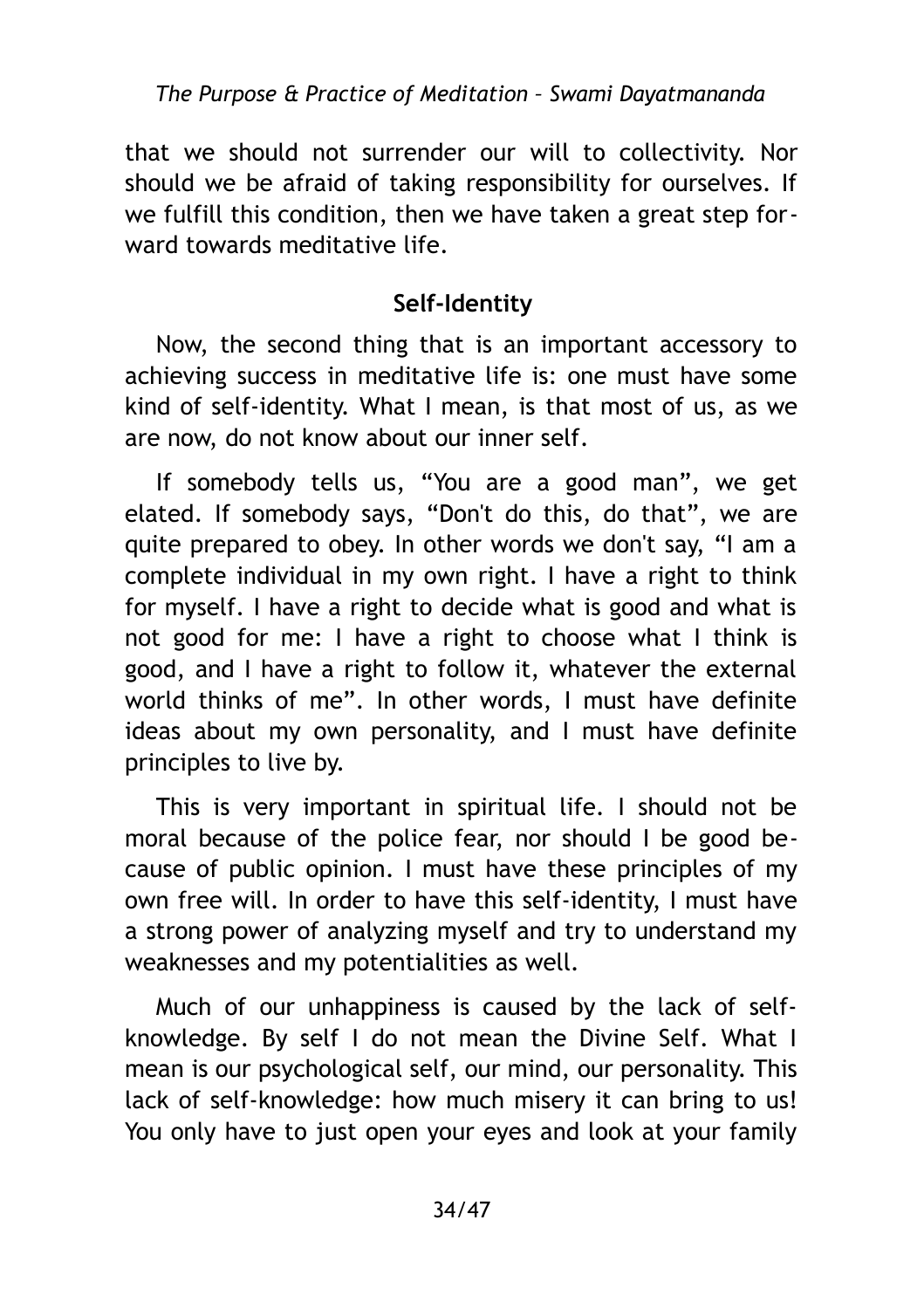that we should not surrender our will to collectivity. Nor should we be afraid of taking responsibility for ourselves. If we fulfill this condition, then we have taken a great step forward towards meditative life.

## Self-Identity

Now, the second thing that is an important accessory to achieving success in meditative life is: one must have some kind of self-identity. What I mean, is that most of us, as we are now, do not know about our inner self.

If somebody tells us, "You are a good man", we get elated. If somebody says, "Don't do this, do that", we are quite prepared to obey. In other words we don't say, "I am a complete individual in my own right. I have a right to think for myself. I have a right to decide what is good and what is not good for me: I have a right to choose what I think is good, and I have a right to follow it, whatever the external world thinks of me". In other words, I must have definite ideas about my own personality, and I must have definite principles to live by.

This is very important in spiritual life. I should not be moral because of the police fear, nor should I be good because of public opinion. I must have these principles of my own free will. In order to have this self-identity, I must have a strong power of analyzing myself and try to understand my weaknesses and my potentialities as well.

Much of our unhappiness is caused by the lack of self-knowledge. By self I do not mean the Divine Self. What I mean is our psychological self, our mind, our personality. This lack of self-knowledge: how much misery it can bring to us! You only have to just open your eyes and look at your family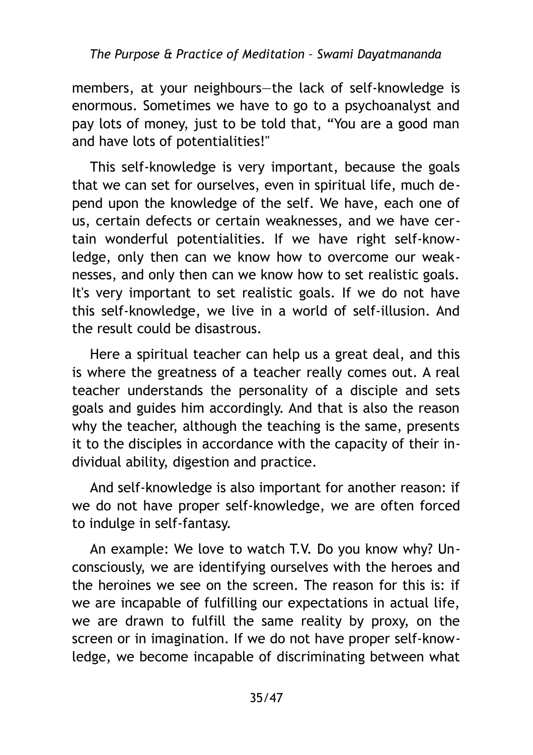members, at your neighbours—the lack of self-knowledge is enormous. Sometimes we have to go to a psychoanalyst and pay lots of money, just to be told that, "You are a good man and have lots of potentialities!"

This self-knowledge is very important, because the goals that we can set for ourselves, even in spiritual life, much depend upon the knowledge of the self. We have, each one of us, certain defects or certain weaknesses, and we have certain wonderful potentialities. If we have right self-knowledge, only then can we know how to overcome our weaknesses, and only then can we know how to set realistic goals. It's very important to set realistic goals. If we do not have this self-knowledge, we live in a world of self-illusion. And the result could be disastrous.

Here a spiritual teacher can help us a great deal, and this is where the greatness of a teacher really comes out. A real teacher understands the personality of a disciple and sets goals and guides him accordingly. And that is also the reason why the teacher, although the teaching is the same, presents it to the disciples in accordance with the capacity of their individual ability, digestion and practice.

And self-knowledge is also important for another reason: if we do not have proper self-knowledge, we are often forced to indulge in self-fantasy.

An example: We love to watch T.V. Do you know why? Unconsciously, we are identifying ourselves with the heroes and the heroines we see on the screen. The reason for this is: if we are incapable of fulfilling our expectations in actual life, we are drawn to fulfill the same reality by proxy, on the screen or in imagination. If we do not have proper self-knowledge, we become incapable of discriminating between what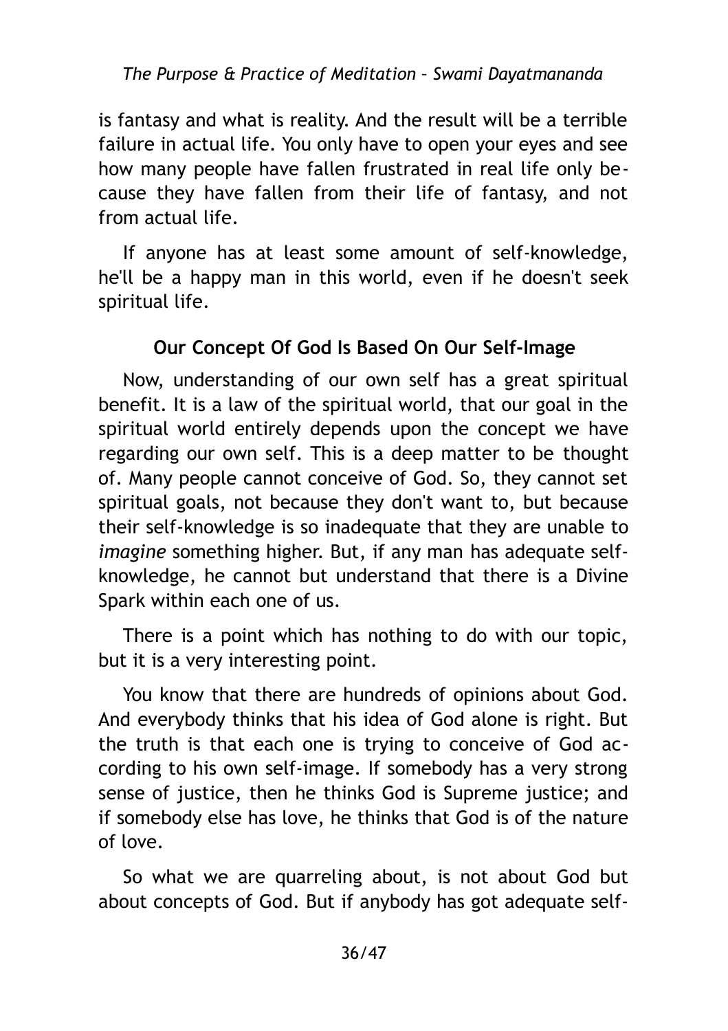is fantasy and what is reality. And the result will be a terrible failure in actual life. You only have to open your eyes and see how many people have fallen frustrated in real life only because they have fallen from their life of fantasy, and not from actual life.

If anyone has at least some amount of self-knowledge, he'll be a happy man in this world, even if he doesn't seek spiritual life.

## Our Concept Of God Is Based On Our Self-Image

Now, understanding of our own self has a great spiritual benefit. It is a law of the spiritual world, that our goal in the spiritual world entirely depends upon the concept we have regarding our own self. This is a deep matter to be thought of. Many people cannot conceive of God. So, they cannot set spiritual goals, not because they don't want to, but because their self-knowledge is so inadequate that they are unable to *imagine* something higher. But, if any man has adequate self-knowledge, he cannot but understand that there is a Divine Spark within each one of us.

There is a point which has nothing to do with our topic, but it is a very interesting point.

You know that there are hundreds of opinions about God. And everybody thinks that his idea of God alone is right. But the truth is that each one is trying to conceive of God according to his own self-image. If somebody has a very strong sense of justice, then he thinks God is Supreme justice; and if somebody else has love, he thinks that God is of the nature of love.

So what we are quarreling about, is not about God but about concepts of God. But if anybody has got adequate self-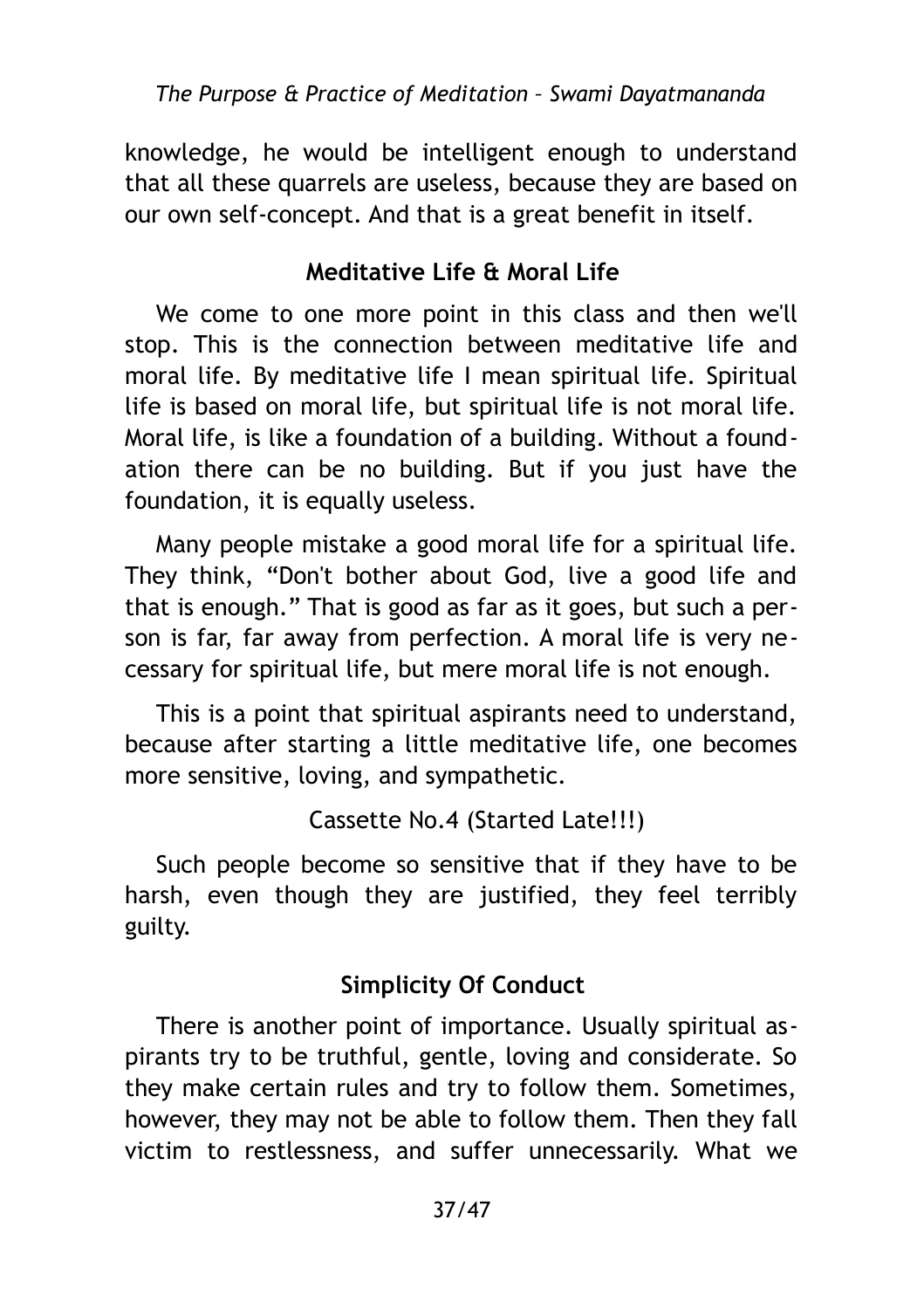knowledge, he would be intelligent enough to understand that all these quarrels are useless, because they are based on our own self-concept. And that is a great benefit in itself.

## Meditative Life & Moral Life

We come to one more point in this class and then we'll stop. This is the connection between meditative life and moral life. By meditative life I mean spiritual life. Spiritual life is based on moral life, but spiritual life is not moral life. Moral life, is like a foundation of a building. Without a foundation there can be no building. But if you just have the foundation, it is equally useless.

Many people mistake a good moral life for a spiritual life. They think, "Don't bother about God, live a good life and that is enough." That is good as far as it goes, but such a person is far, far away from perfection. A moral life is very necessary for spiritual life, but mere moral life is not enough.

This is a point that spiritual aspirants need to understand, because after starting a little meditative life, one becomes more sensitive, loving, and sympathetic.

Cassette No.4 (Started Late!!!)

Such people become so sensitive that if they have to be harsh, even though they are justified, they feel terribly guilty.

## Simplicity Of Conduct

There is another point of importance. Usually spiritual aspirants try to be truthful, gentle, loving and considerate. So they make certain rules and try to follow them. Sometimes, however, they may not be able to follow them. Then they fall victim to restlessness, and suffer unnecessarily. What we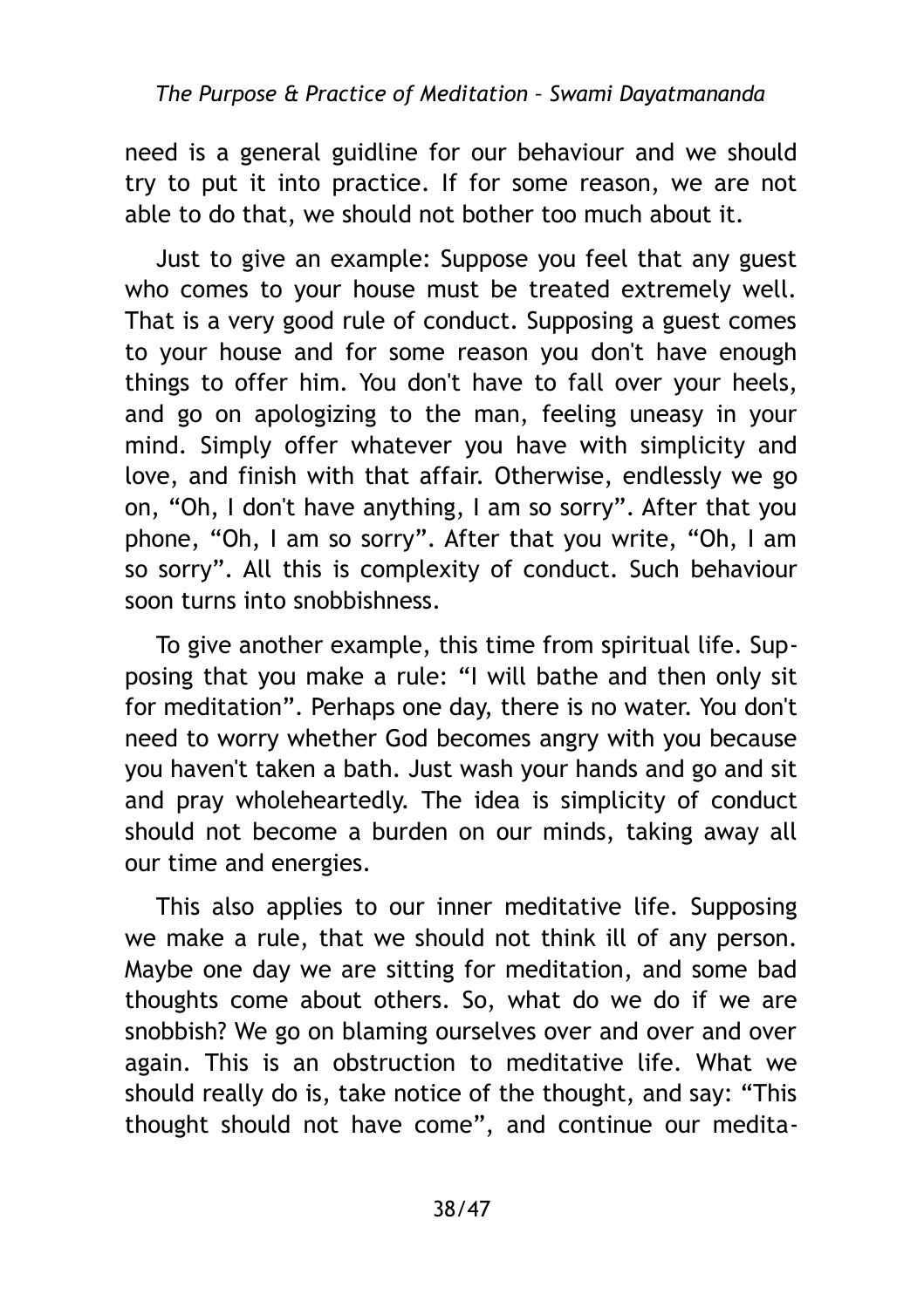need is a general guidline for our behaviour and we should try to put it into practice. If for some reason, we are not able to do that, we should not bother too much about it.

Just to give an example: Suppose you feel that any guest who comes to your house must be treated extremely well. That is a very good rule of conduct. Supposing a guest comes to your house and for some reason you don't have enough things to offer him. You don't have to fall over your heels, and go on apologizing to the man, feeling uneasy in your mind. Simply offer whatever you have with simplicity and love, and finish with that affair. Otherwise, endlessly we go on, "Oh, I don't have anything, I am so sorry". After that you phone, "Oh, I am so sorry". After that you write, "Oh, I am so sorry". All this is complexity of conduct. Such behaviour soon turns into snobbishness.

To give another example, this time from spiritual life. Supposing that you make a rule: "I will bathe and then only sit for meditation". Perhaps one day, there is no water. You don't need to worry whether God becomes angry with you because you haven't taken a bath. Just wash your hands and go and sit and pray wholeheartedly. The idea is simplicity of conduct should not become a burden on our minds, taking away all our time and energies.

This also applies to our inner meditative life. Supposing we make a rule, that we should not think ill of any person. Maybe one day we are sitting for meditation, and some bad thoughts come about others. So, what do we do if we are snobbish? We go on blaming ourselves over and over and over again. This is an obstruction to meditative life. What we should really do is, take notice of the thought, and say: "This thought should not have come", and continue our medita-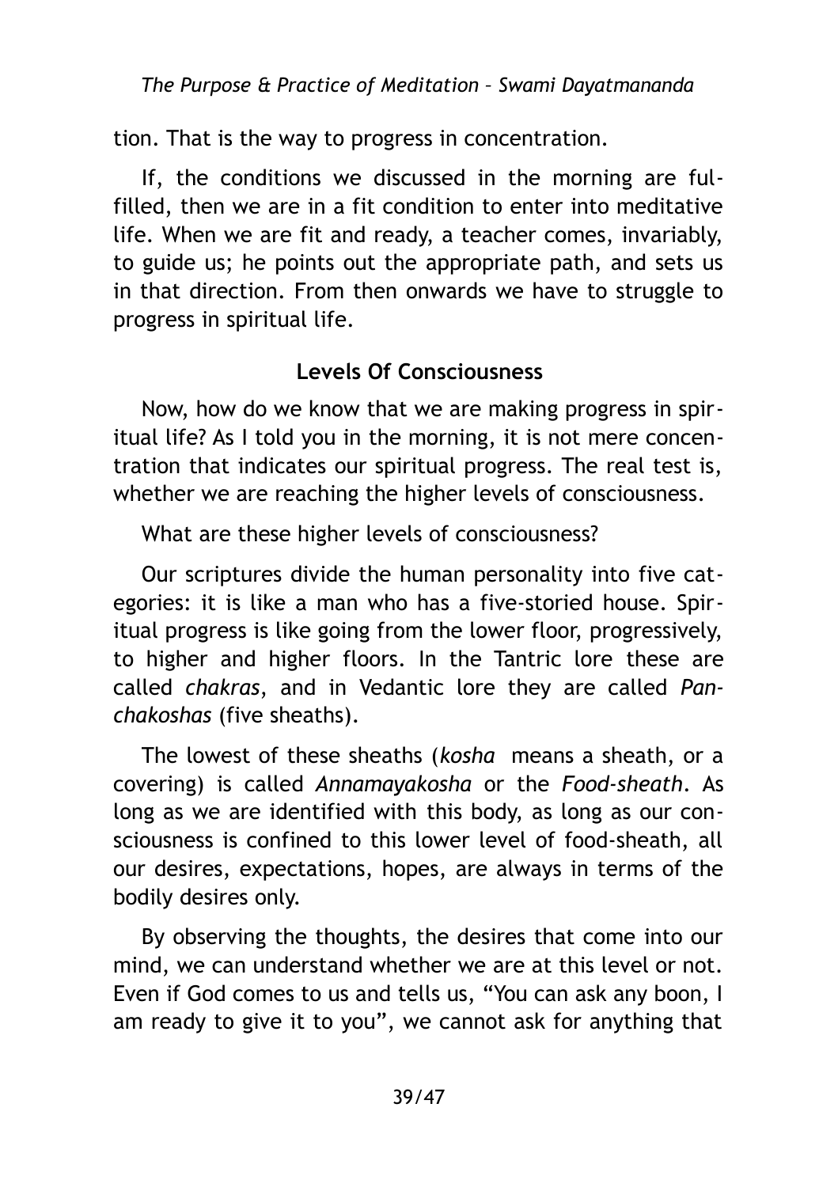tion. That is the way to progress in concentration.

If, the conditions we discussed in the morning are fulfilled, then we are in a fit condition to enter into meditative life. When we are fit and ready, a teacher comes, invariably, to guide us; he points out the appropriate path, and sets us in that direction. From then onwards we have to struggle to progress in spiritual life.

### Levels Of Consciousness

Now, how do we know that we are making progress in spiritual life? As I told you in the morning, it is not mere concentration that indicates our spiritual progress. The real test is, whether we are reaching the higher levels of consciousness.

What are these higher levels of consciousness?

Our scriptures divide the human personality into five categories: it is like a man who has a five-storied house. Spiritual progress is like going from the lower floor, progressively, to higher and higher floors. In the Tantric lore these are called *chakras*, and in Vedantic lore they are called *Panchakoshas* (five sheaths).

The lowest of these sheaths (*kosha* means a sheath, or a covering) is called *Annamayakosha* or the *Food-sheath*. As long as we are identified with this body, as long as our consciousness is confined to this lower level of food-sheath, all our desires, expectations, hopes, are always in terms of the bodily desires only.

By observing the thoughts, the desires that come into our mind, we can understand whether we are at this level or not. Even if God comes to us and tells us, "You can ask any boon, I am ready to give it to you", we cannot ask for anything that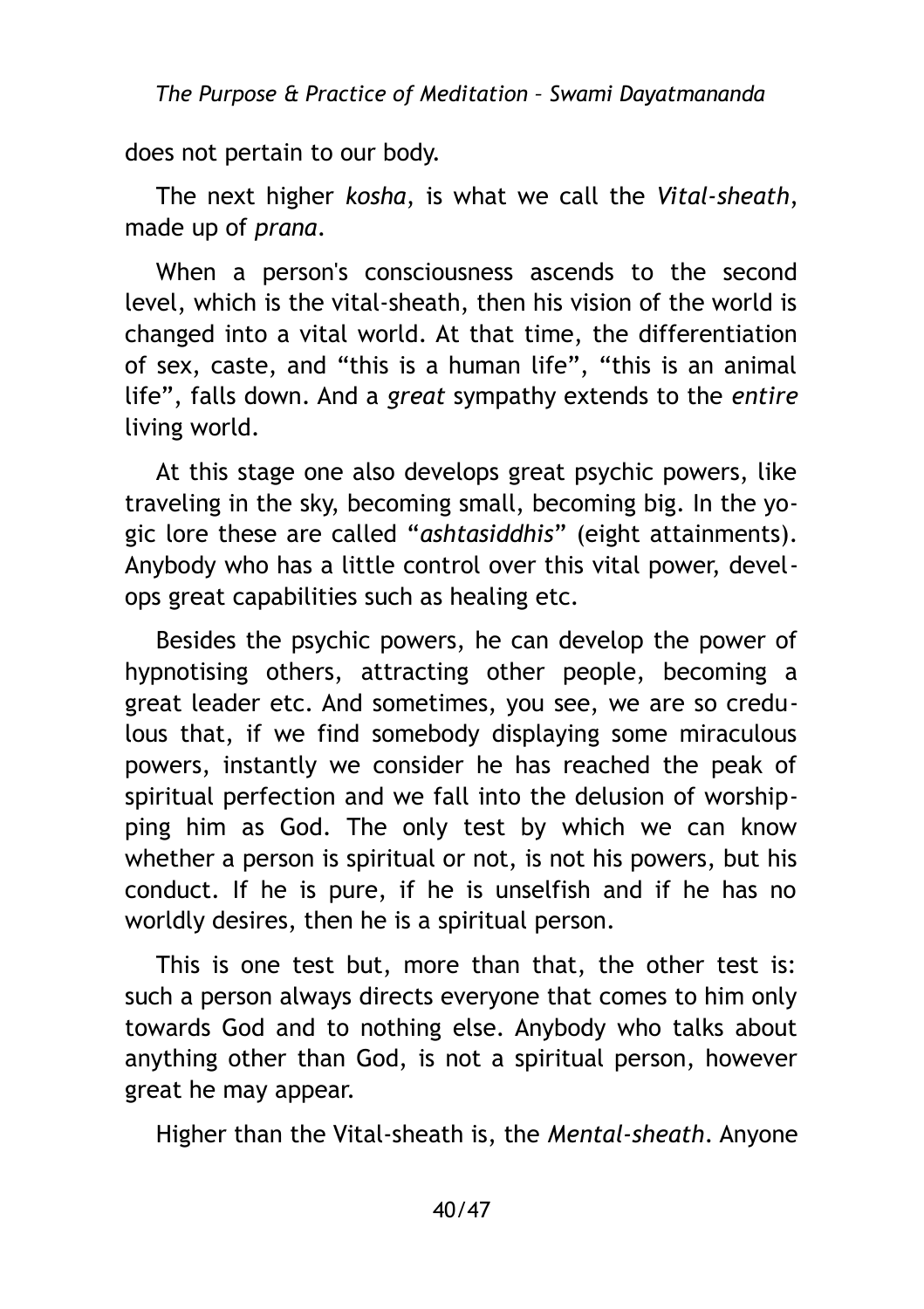does not pertain to our body.

The next higher *kosha*, is what we call the *Vital-sheath*, made up of *prana*.

When a person's consciousness ascends to the second level, which is the vital-sheath, then his vision of the world is changed into a vital world. At that time, the differentiation of sex, caste, and "this is a human life", "this is an animal life", falls down. And a *great* sympathy extends to the *entire* living world.

At this stage one also develops great psychic powers, like traveling in the sky, becoming small, becoming big. In the yogic lore these are called "*ashtasiddhis*" (eight attainments). Anybody who has a little control over this vital power, develops great capabilities such as healing etc.

Besides the psychic powers, he can develop the power of hypnotising others, attracting other people, becoming a great leader etc. And sometimes, you see, we are so credulous that, if we find somebody displaying some miraculous powers, instantly we consider he has reached the peak of spiritual perfection and we fall into the delusion of worshipping him as God. The only test by which we can know whether a person is spiritual or not, is not his powers, but his conduct. If he is pure, if he is unselfish and if he has no worldly desires, then he is a spiritual person.

This is one test but, more than that, the other test is: such a person always directs everyone that comes to him only towards God and to nothing else. Anybody who talks about anything other than God, is not a spiritual person, however great he may appear.

Higher than the Vital-sheath is, the *Mental-sheath*. Anyone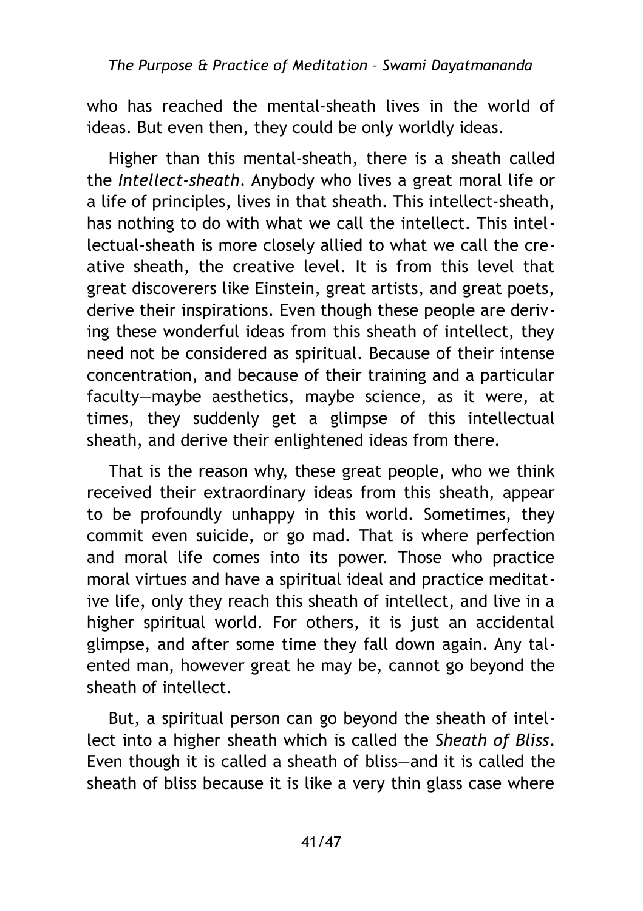who has reached the mental-sheath lives in the world of ideas. But even then, they could be only worldly ideas.

Higher than this mental-sheath, there is a sheath called the *Intellect-sheath*. Anybody who lives a great moral life or a life of principles, lives in that sheath. This intellect-sheath, has nothing to do with what we call the intellect. This intellectual-sheath is more closely allied to what we call the creative sheath, the creative level. It is from this level that great discoverers like Einstein, great artists, and great poets, derive their inspirations. Even though these people are deriving these wonderful ideas from this sheath of intellect, they need not be considered as spiritual. Because of their intense concentration, and because of their training and a particular faculty—maybe aesthetics, maybe science, as it were, at times, they suddenly get a glimpse of this intellectual sheath, and derive their enlightened ideas from there.

That is the reason why, these great people, who we think received their extraordinary ideas from this sheath, appear to be profoundly unhappy in this world. Sometimes, they commit even suicide, or go mad. That is where perfection and moral life comes into its power. Those who practice moral virtues and have a spiritual ideal and practice meditative life, only they reach this sheath of intellect, and live in a higher spiritual world. For others, it is just an accidental glimpse, and after some time they fall down again. Any talented man, however great he may be, cannot go beyond the sheath of intellect.

But, a spiritual person can go beyond the sheath of intellect into a higher sheath which is called the *Sheath of Bliss*. Even though it is called a sheath of bliss—and it is called the sheath of bliss because it is like a very thin glass case where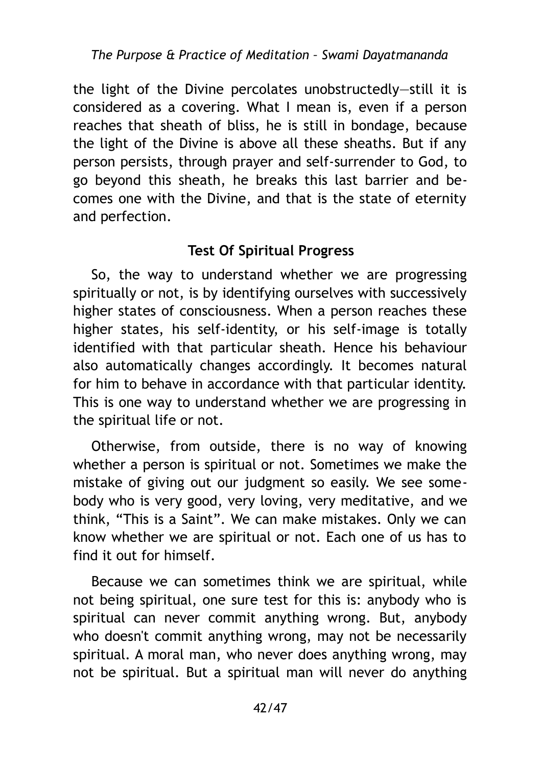the light of the Divine percolates unobstructedly—still it is considered as a covering. What I mean is, even if a person reaches that sheath of bliss, he is still in bondage, because the light of the Divine is above all these sheaths. But if any person persists, through prayer and self-surrender to God, to go beyond this sheath, he breaks this last barrier and becomes one with the Divine, and that is the state of eternity and perfection.

### Test Of Spiritual Progress

So, the way to understand whether we are progressing spiritually or not, is by identifying ourselves with successively higher states of consciousness. When a person reaches these higher states, his self-identity, or his self-image is totally identified with that particular sheath. Hence his behaviour also automatically changes accordingly. It becomes natural for him to behave in accordance with that particular identity. This is one way to understand whether we are progressing in the spiritual life or not.

Otherwise, from outside, there is no way of knowing whether a person is spiritual or not. Sometimes we make the mistake of giving out our judgment so easily. We see somebody who is very good, very loving, very meditative, and we think, "This is a Saint". We can make mistakes. Only we can know whether we are spiritual or not. Each one of us has to find it out for himself.

Because we can sometimes think we are spiritual, while not being spiritual, one sure test for this is: anybody who is spiritual can never commit anything wrong. But, anybody who doesn't commit anything wrong, may not be necessarily spiritual. A moral man, who never does anything wrong, may not be spiritual. But a spiritual man will never do anything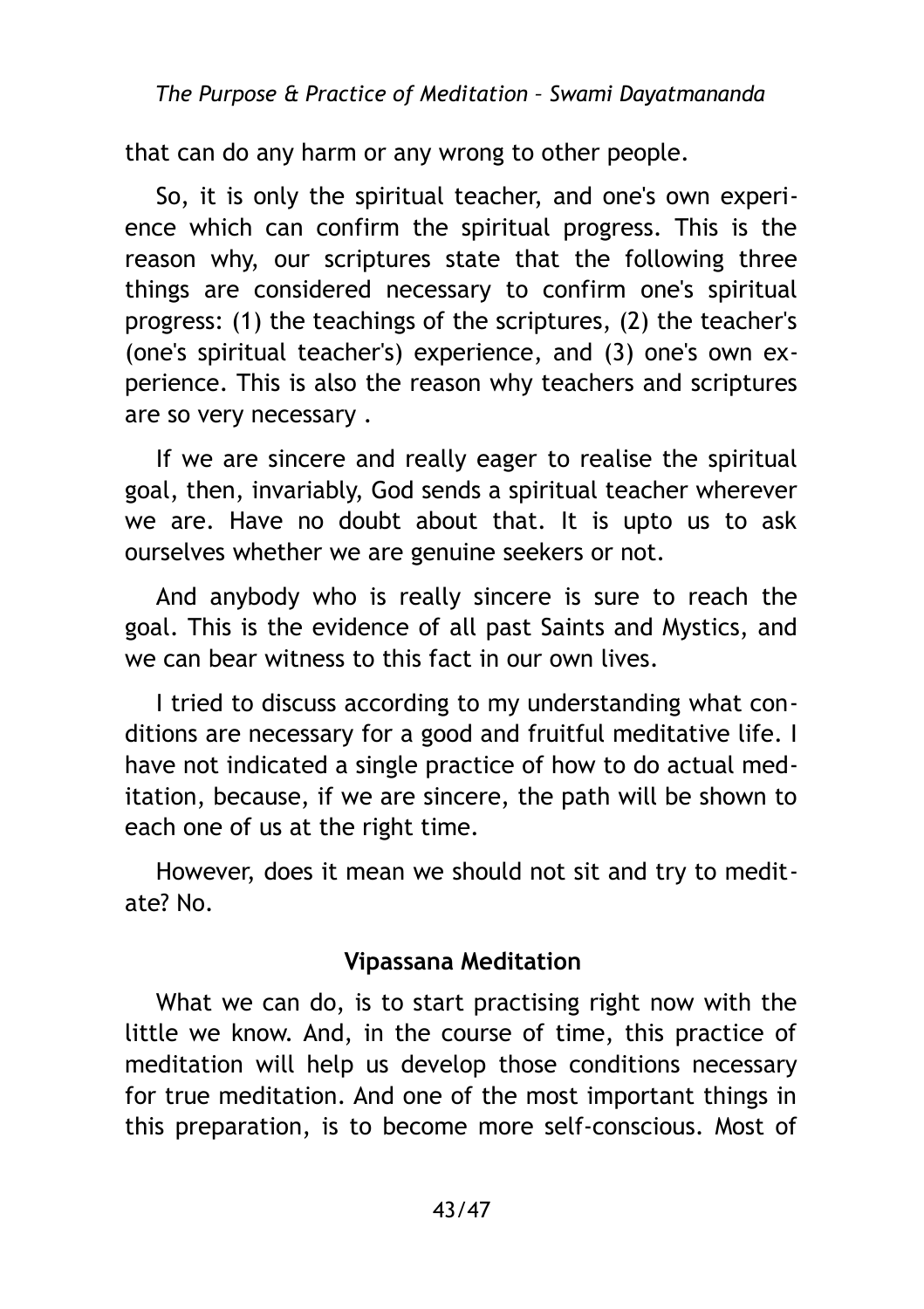that can do any harm or any wrong to other people.

So, it is only the spiritual teacher, and one's own experience which can confirm the spiritual progress. This is the reason why, our scriptures state that the following three things are considered necessary to confirm one's spiritual progress: (1) the teachings of the scriptures, (2) the teacher's (one's spiritual teacher's) experience, and (3) one's own experience. This is also the reason why teachers and scriptures are so very necessary .

If we are sincere and really eager to realise the spiritual goal, then, invariably, God sends a spiritual teacher wherever we are. Have no doubt about that. It is upto us to ask ourselves whether we are genuine seekers or not.

And anybody who is really sincere is sure to reach the goal. This is the evidence of all past Saints and Mystics, and we can bear witness to this fact in our own lives.

I tried to discuss according to my understanding what conditions are necessary for a good and fruitful meditative life. I have not indicated a single practice of how to do actual meditation, because, if we are sincere, the path will be shown to each one of us at the right time.

However, does it mean we should not sit and try to meditate? No.

### Vipassana Meditation

What we can do, is to start practising right now with the little we know. And, in the course of time, this practice of meditation will help us develop those conditions necessary for true meditation. And one of the most important things in this preparation, is to become more self-conscious. Most of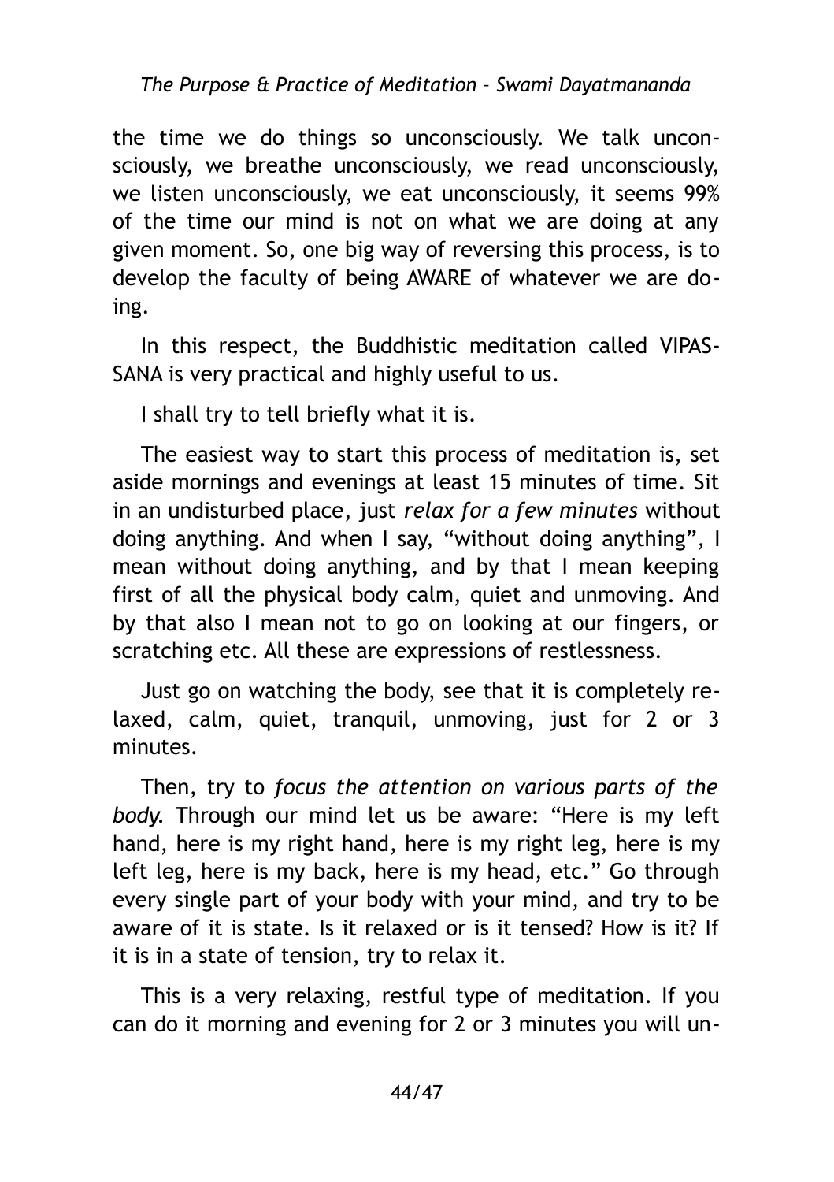the time we do things so unconsciously. We talk unconsciously, we breathe unconsciously, we read unconsciously, we listen unconsciously, we eat unconsciously, it seems 99% of the time our mind is not on what we are doing at any given moment. So, one big way of reversing this process, is to develop the faculty of being AWARE of whatever we are doing.

In this respect, the Buddhistic meditation called VIPASSANA is very practical and highly useful to us.

I shall try to tell briefly what it is.

The easiest way to start this process of meditation is, set aside mornings and evenings at least 15 minutes of time. Sit in an undisturbed place, just *relax for a few minutes* without doing anything. And when I say, "without doing anything", I mean without doing anything, and by that I mean keeping first of all the physical body calm, quiet and unmoving. And by that also I mean not to go on looking at our fingers, or scratching etc. All these are expressions of restlessness.

Just go on watching the body, see that it is completely relaxed, calm, quiet, tranquil, unmoving, just for 2 or 3 minutes.

Then, try to *focus the attention on various parts of the body.* Through our mind let us be aware: "Here is my left hand, here is my right hand, here is my right leg, here is my left leg, here is my back, here is my head, etc." Go through every single part of your body with your mind, and try to be aware of it is state. Is it relaxed or is it tensed? How is it? If it is in a state of tension, try to relax it.

This is a very relaxing, restful type of meditation. If you can do it morning and evening for 2 or 3 minutes you will un-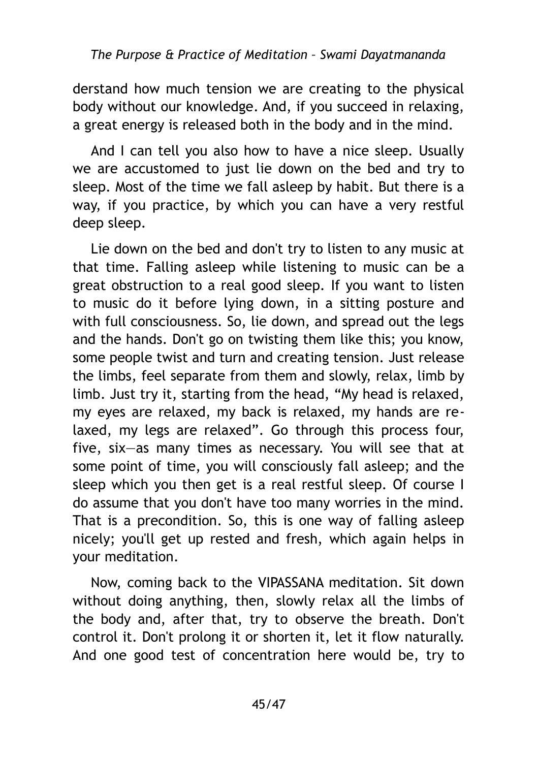derstand how much tension we are creating to the physical body without our knowledge. And, if you succeed in relaxing, a great energy is released both in the body and in the mind.

And I can tell you also how to have a nice sleep. Usually we are accustomed to just lie down on the bed and try to sleep. Most of the time we fall asleep by habit. But there is a way, if you practice, by which you can have a very restful deep sleep.

Lie down on the bed and don't try to listen to any music at that time. Falling asleep while listening to music can be a great obstruction to a real good sleep. If you want to listen to music do it before lying down, in a sitting posture and with full consciousness. So, lie down, and spread out the legs and the hands. Don't go on twisting them like this; you know, some people twist and turn and creating tension. Just release the limbs, feel separate from them and slowly, relax, limb by limb. Just try it, starting from the head, "My head is relaxed, my eyes are relaxed, my back is relaxed, my hands are relaxed, my legs are relaxed". Go through this process four, five, six—as many times as necessary. You will see that at some point of time, you will consciously fall asleep; and the sleep which you then get is a real restful sleep. Of course I do assume that you don't have too many worries in the mind. That is a precondition. So, this is one way of falling asleep nicely; you'll get up rested and fresh, which again helps in your meditation.

Now, coming back to the VIPASSANA meditation. Sit down without doing anything, then, slowly relax all the limbs of the body and, after that, try to observe the breath. Don't control it. Don't prolong it or shorten it, let it flow naturally. And one good test of concentration here would be, try to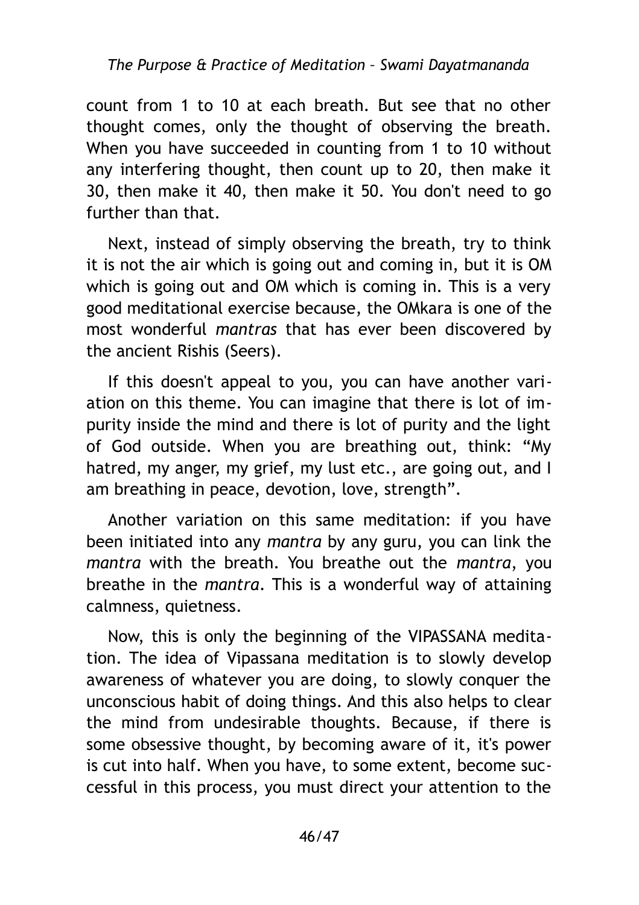count from 1 to 10 at each breath. But see that no other thought comes, only the thought of observing the breath. When you have succeeded in counting from 1 to 10 without any interfering thought, then count up to 20, then make it 30, then make it 40, then make it 50. You don't need to go further than that.

Next, instead of simply observing the breath, try to think it is not the air which is going out and coming in, but it is OM which is going out and OM which is coming in. This is a very good meditational exercise because, the OMkara is one of the most wonderful *mantras* that has ever been discovered by the ancient Rishis (Seers).

If this doesn't appeal to you, you can have another variation on this theme. You can imagine that there is lot of impurity inside the mind and there is lot of purity and the light of God outside. When you are breathing out, think: "My hatred, my anger, my grief, my lust etc., are going out, and I am breathing in peace, devotion, love, strength".

Another variation on this same meditation: if you have been initiated into any *mantra* by any guru, you can link the *mantra* with the breath. You breathe out the *mantra*, you breathe in the *mantra*. This is a wonderful way of attaining calmness, quietness.

Now, this is only the beginning of the VIPASSANA meditation. The idea of Vipassana meditation is to slowly develop awareness of whatever you are doing, to slowly conquer the unconscious habit of doing things. And this also helps to clear the mind from undesirable thoughts. Because, if there is some obsessive thought, by becoming aware of it, it's power is cut into half. When you have, to some extent, become successful in this process, you must direct your attention to the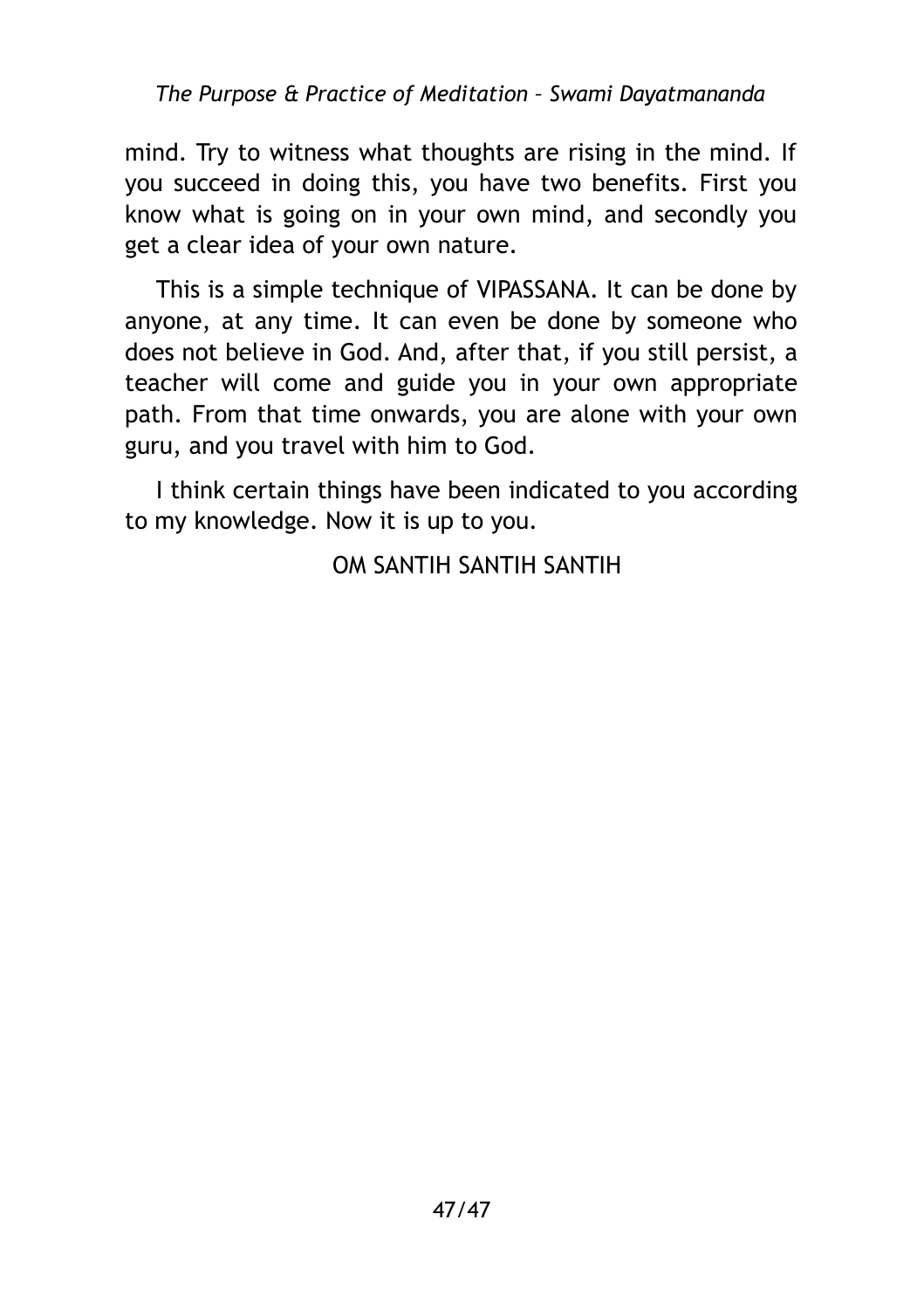mind. Try to witness what thoughts are rising in the mind. If you succeed in doing this, you have two benefits. First you know what is going on in your own mind, and secondly you get a clear idea of your own nature.

This is a simple technique of VIPASSANA. It can be done by anyone, at any time. It can even be done by someone who does not believe in God. And, after that, if you still persist, a teacher will come and guide you in your own appropriate path. From that time onwards, you are alone with your own guru, and you travel with him to God.

I think certain things have been indicated to you according to my knowledge. Now it is up to you.

OM SANTIH SANTIH SANTIH